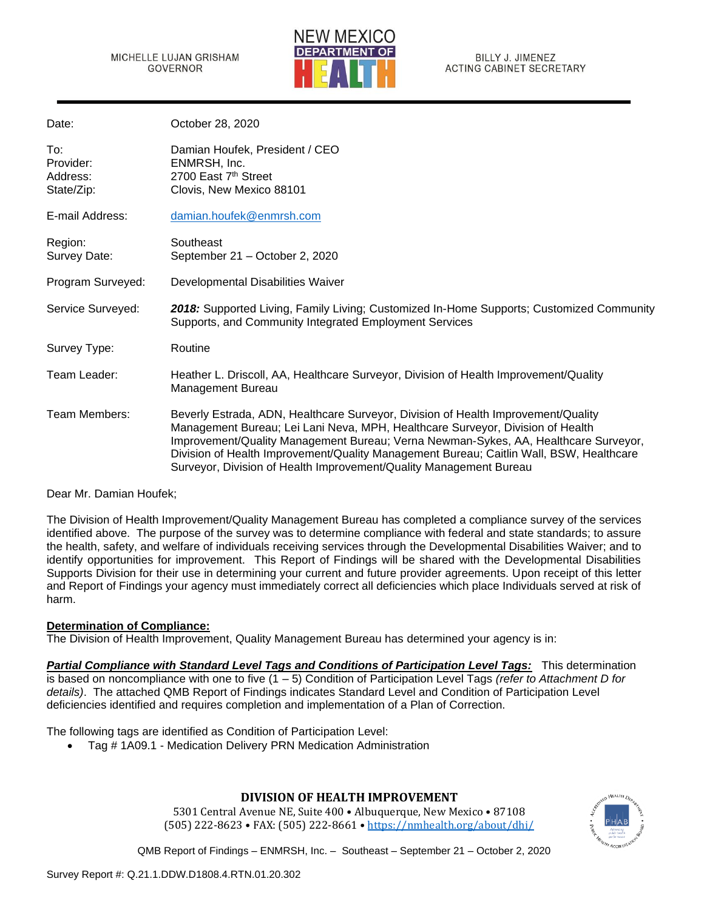MICHELLE LUJAN GRISHAM
GOVERNOR

NEW MEXICO DEPARTMENT OF HEALTH

BILLY J. JIMENEZ
ACTING CABINET SECRETARY

---

| | |
|---|---|
| Date: | October 28, 2020 |
| To: | Damian Houfek, President / CEO |
| Provider: | ENMRSH, Inc. |
| Address: | 2700 East 7th Street |
| State/Zip: | Clovis, New Mexico 88101 |
| E-mail Address: | damian.houfek@enmrsh.com |
| Region: | Southeast |
| Survey Date: | September 21 – October 2, 2020 |
| Program Surveyed: | Developmental Disabilities Waiver |
| Service Surveyed: | ***2018:*** Supported Living, Family Living; Customized In-Home Supports; Customized Community Supports, and Community Integrated Employment Services |
| Survey Type: | Routine |
| Team Leader: | Heather L. Driscoll, AA, Healthcare Surveyor, Division of Health Improvement/Quality Management Bureau |
| Team Members: | Beverly Estrada, ADN, Healthcare Surveyor, Division of Health Improvement/Quality Management Bureau; Lei Lani Neva, MPH, Healthcare Surveyor, Division of Health Improvement/Quality Management Bureau; Verna Newman-Sykes, AA, Healthcare Surveyor, Division of Health Improvement/Quality Management Bureau; Caitlin Wall, BSW, Healthcare Surveyor, Division of Health Improvement/Quality Management Bureau |

Dear Mr. Damian Houfek;

The Division of Health Improvement/Quality Management Bureau has completed a compliance survey of the services identified above. The purpose of the survey was to determine compliance with federal and state standards; to assure the health, safety, and welfare of individuals receiving services through the Developmental Disabilities Waiver; and to identify opportunities for improvement. This Report of Findings will be shared with the Developmental Disabilities Supports Division for their use in determining your current and future provider agreements. Upon receipt of this letter and Report of Findings your agency must immediately correct all deficiencies which place Individuals served at risk of harm.

**Determination of Compliance:**

The Division of Health Improvement, Quality Management Bureau has determined your agency is in:

***Partial Compliance with Standard Level Tags and Conditions of Participation Level Tags:*** This determination is based on noncompliance with one to five (1 – 5) Condition of Participation Level Tags *(refer to Attachment D for details)*. The attached QMB Report of Findings indicates Standard Level and Condition of Participation Level deficiencies identified and requires completion and implementation of a Plan of Correction.

The following tags are identified as Condition of Participation Level:

- Tag # 1A09.1 - Medication Delivery PRN Medication Administration

**DIVISION OF HEALTH IMPROVEMENT**

5301 Central Avenue NE, Suite 400 • Albuquerque, New Mexico • 87108
(505) 222-8623 • FAX: (505) 222-8661 • https://nmhealth.org/about/dhi/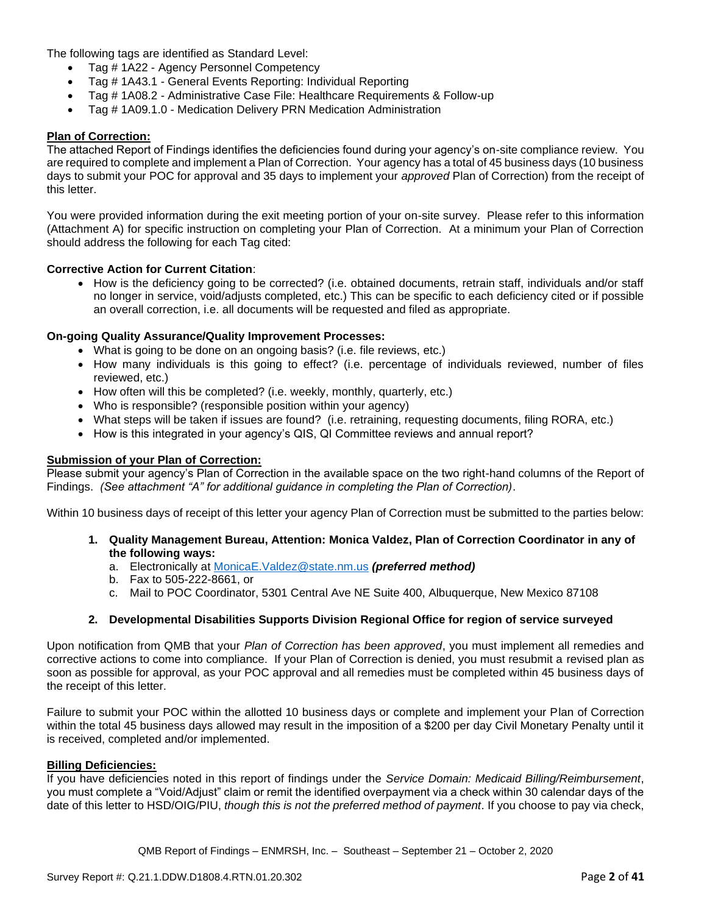The following tags are identified as Standard Level:

- Tag # 1A22 - Agency Personnel Competency
- Tag # 1A43.1 - General Events Reporting: Individual Reporting
- Tag # 1A08.2 - Administrative Case File: Healthcare Requirements & Follow-up
- Tag # 1A09.1.0 - Medication Delivery PRN Medication Administration

**Plan of Correction:**

The attached Report of Findings identifies the deficiencies found during your agency's on-site compliance review. You are required to complete and implement a Plan of Correction. Your agency has a total of 45 business days (10 business days to submit your POC for approval and 35 days to implement your *approved* Plan of Correction) from the receipt of this letter.

You were provided information during the exit meeting portion of your on-site survey. Please refer to this information (Attachment A) for specific instruction on completing your Plan of Correction. At a minimum your Plan of Correction should address the following for each Tag cited:

**Corrective Action for Current Citation**:

- How is the deficiency going to be corrected? (i.e. obtained documents, retrain staff, individuals and/or staff no longer in service, void/adjusts completed, etc.) This can be specific to each deficiency cited or if possible an overall correction, i.e. all documents will be requested and filed as appropriate.

**On-going Quality Assurance/Quality Improvement Processes:**

- What is going to be done on an ongoing basis? (i.e. file reviews, etc.)
- How many individuals is this going to effect? (i.e. percentage of individuals reviewed, number of files reviewed, etc.)
- How often will this be completed? (i.e. weekly, monthly, quarterly, etc.)
- Who is responsible? (responsible position within your agency)
- What steps will be taken if issues are found? (i.e. retraining, requesting documents, filing RORA, etc.)
- How is this integrated in your agency's QIS, QI Committee reviews and annual report?

**Submission of your Plan of Correction:**

Please submit your agency's Plan of Correction in the available space on the two right-hand columns of the Report of Findings. *(See attachment "A" for additional guidance in completing the Plan of Correction)*.

Within 10 business days of receipt of this letter your agency Plan of Correction must be submitted to the parties below:

1. **Quality Management Bureau, Attention: Monica Valdez, Plan of Correction Coordinator in any of the following ways:**
   a. Electronically at MonicaE.Valdez@state.nm.us ***(preferred method)***
   b. Fax to 505-222-8661, or
   c. Mail to POC Coordinator, 5301 Central Ave NE Suite 400, Albuquerque, New Mexico 87108

2. **Developmental Disabilities Supports Division Regional Office for region of service surveyed**

Upon notification from QMB that your *Plan of Correction has been approved*, you must implement all remedies and corrective actions to come into compliance. If your Plan of Correction is denied, you must resubmit a revised plan as soon as possible for approval, as your POC approval and all remedies must be completed within 45 business days of the receipt of this letter.

Failure to submit your POC within the allotted 10 business days or complete and implement your Plan of Correction within the total 45 business days allowed may result in the imposition of a $200 per day Civil Monetary Penalty until it is received, completed and/or implemented.

**Billing Deficiencies:**

If you have deficiencies noted in this report of findings under the *Service Domain: Medicaid Billing/Reimbursement*, you must complete a "Void/Adjust" claim or remit the identified overpayment via a check within 30 calendar days of the date of this letter to HSD/OIG/PIU, *though this is not the preferred method of payment*. If you choose to pay via check,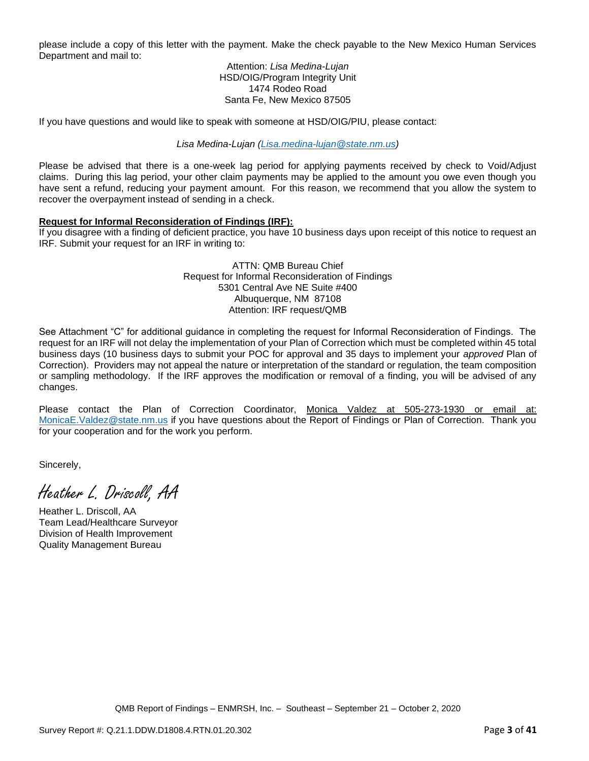please include a copy of this letter with the payment. Make the check payable to the New Mexico Human Services Department and mail to:

Attention: *Lisa Medina-Lujan*
HSD/OIG/Program Integrity Unit
1474 Rodeo Road
Santa Fe, New Mexico 87505

If you have questions and would like to speak with someone at HSD/OIG/PIU, please contact:

*Lisa Medina-Lujan (Lisa.medina-lujan@state.nm.us)*

Please be advised that there is a one-week lag period for applying payments received by check to Void/Adjust claims. During this lag period, your other claim payments may be applied to the amount you owe even though you have sent a refund, reducing your payment amount. For this reason, we recommend that you allow the system to recover the overpayment instead of sending in a check.

**Request for Informal Reconsideration of Findings (IRF):**

If you disagree with a finding of deficient practice, you have 10 business days upon receipt of this notice to request an IRF. Submit your request for an IRF in writing to:

ATTN: QMB Bureau Chief
Request for Informal Reconsideration of Findings
5301 Central Ave NE Suite #400
Albuquerque, NM 87108
Attention: IRF request/QMB

See Attachment "C" for additional guidance in completing the request for Informal Reconsideration of Findings. The request for an IRF will not delay the implementation of your Plan of Correction which must be completed within 45 total business days (10 business days to submit your POC for approval and 35 days to implement your *approved* Plan of Correction). Providers may not appeal the nature or interpretation of the standard or regulation, the team composition or sampling methodology. If the IRF approves the modification or removal of a finding, you will be advised of any changes.

Please contact the Plan of Correction Coordinator, Monica Valdez at 505-273-1930 or email at: MonicaE.Valdez@state.nm.us if you have questions about the Report of Findings or Plan of Correction. Thank you for your cooperation and for the work you perform.

Sincerely,

*Heather L. Driscoll, AA*

Heather L. Driscoll, AA
Team Lead/Healthcare Surveyor
Division of Health Improvement
Quality Management Bureau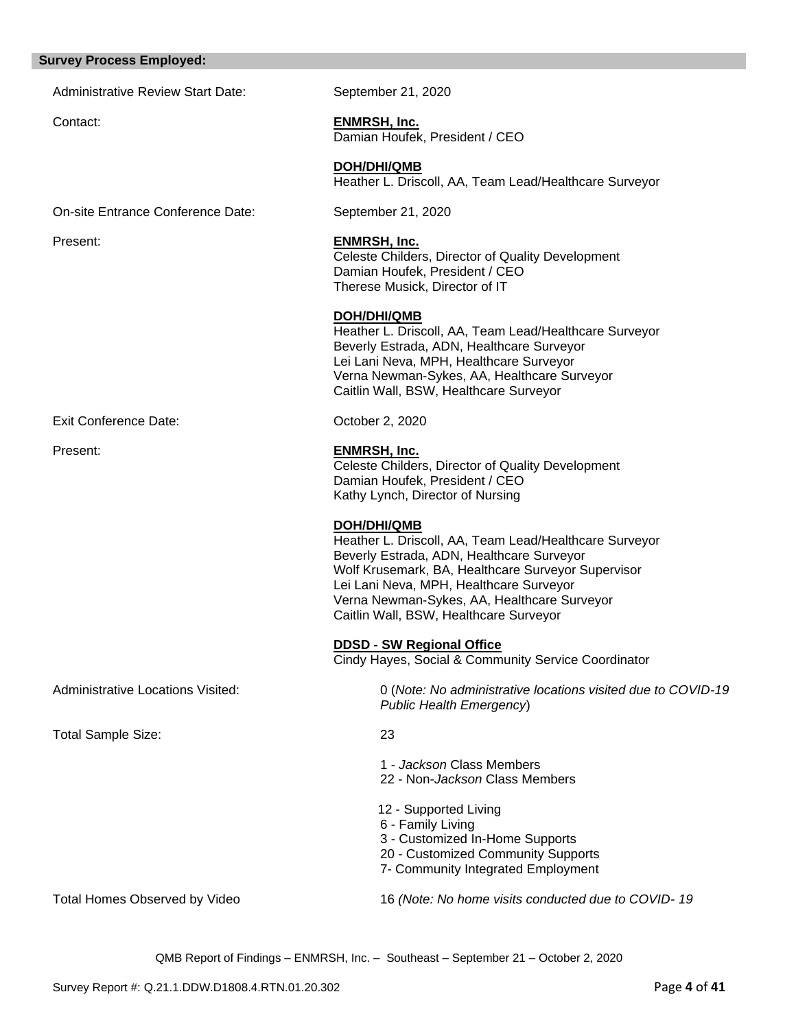## Survey Process Employed:

| | |
|---|---|
| Administrative Review Start Date: | September 21, 2020 |
| Contact: | **ENMRSH, Inc.**<br>Damian Houfek, President / CEO<br><br>**DOH/DHI/QMB**<br>Heather L. Driscoll, AA, Team Lead/Healthcare Surveyor |
| On-site Entrance Conference Date: | September 21, 2020 |
| Present: | **ENMRSH, Inc.**<br>Celeste Childers, Director of Quality Development<br>Damian Houfek, President / CEO<br>Therese Musick, Director of IT<br><br>**DOH/DHI/QMB**<br>Heather L. Driscoll, AA, Team Lead/Healthcare Surveyor<br>Beverly Estrada, ADN, Healthcare Surveyor<br>Lei Lani Neva, MPH, Healthcare Surveyor<br>Verna Newman-Sykes, AA, Healthcare Surveyor<br>Caitlin Wall, BSW, Healthcare Surveyor |
| Exit Conference Date: | October 2, 2020 |
| Present: | **ENMRSH, Inc.**<br>Celeste Childers, Director of Quality Development<br>Damian Houfek, President / CEO<br>Kathy Lynch, Director of Nursing<br><br>**DOH/DHI/QMB**<br>Heather L. Driscoll, AA, Team Lead/Healthcare Surveyor<br>Beverly Estrada, ADN, Healthcare Surveyor<br>Wolf Krusemark, BA, Healthcare Surveyor Supervisor<br>Lei Lani Neva, MPH, Healthcare Surveyor<br>Verna Newman-Sykes, AA, Healthcare Surveyor<br>Caitlin Wall, BSW, Healthcare Surveyor<br><br>**DDSD - SW Regional Office**<br>Cindy Hayes, Social & Community Service Coordinator |
| Administrative Locations Visited: | 0 (*Note: No administrative locations visited due to COVID-19 Public Health Emergency*) |
| Total Sample Size: | 23<br><br>1 - *Jackson* Class Members<br>22 - Non-*Jackson* Class Members<br><br>12 - Supported Living<br>6 - Family Living<br>3 - Customized In-Home Supports<br>20 - Customized Community Supports<br>7- Community Integrated Employment |
| Total Homes Observed by Video | 16 *(Note: No home visits conducted due to COVID- 19* |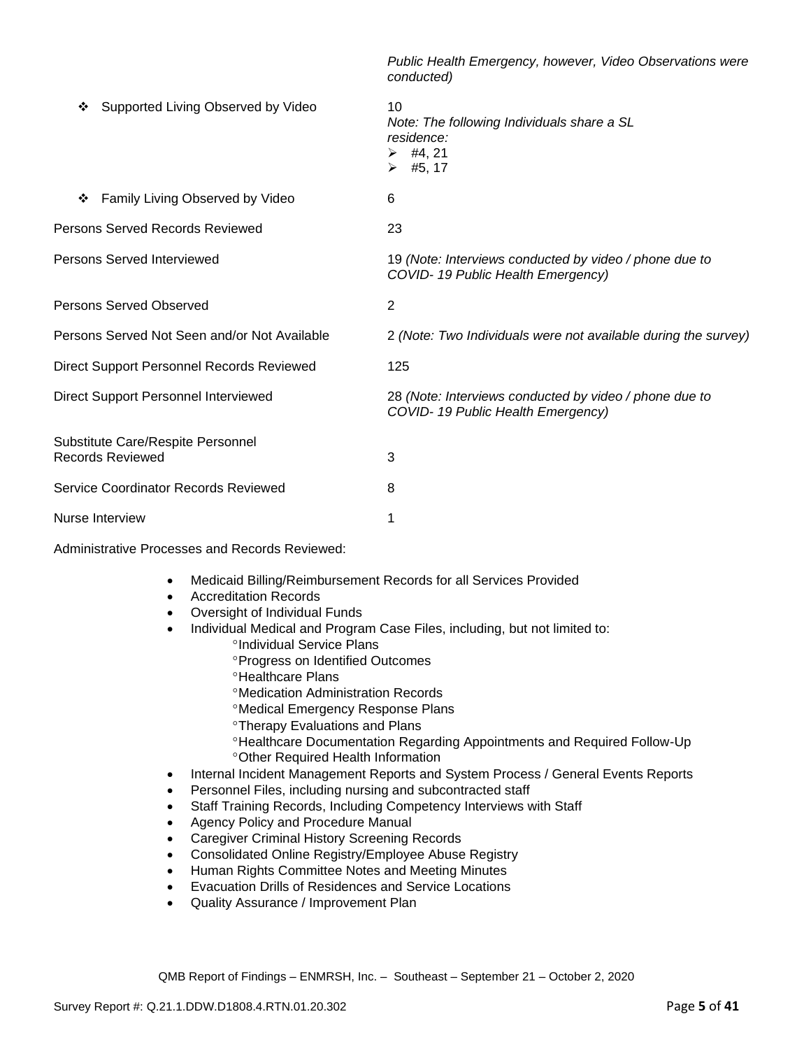|  | *Public Health Emergency, however, Video Observations were conducted)* |
|---|---|
| ❖ Supported Living Observed by Video | 10<br>*Note: The following Individuals share a SL residence:*<br>➢ #4, 21<br>➢ #5, 17 |
| ❖ Family Living Observed by Video | 6 |
| Persons Served Records Reviewed | 23 |
| Persons Served Interviewed | 19 *(Note: Interviews conducted by video / phone due to COVID- 19 Public Health Emergency)* |
| Persons Served Observed | 2 |
| Persons Served Not Seen and/or Not Available | 2 *(Note: Two Individuals were not available during the survey)* |
| Direct Support Personnel Records Reviewed | 125 |
| Direct Support Personnel Interviewed | 28 *(Note: Interviews conducted by video / phone due to COVID- 19 Public Health Emergency)* |
| Substitute Care/Respite Personnel Records Reviewed | 3 |
| Service Coordinator Records Reviewed | 8 |
| Nurse Interview | 1 |

Administrative Processes and Records Reviewed:

- Medicaid Billing/Reimbursement Records for all Services Provided
- Accreditation Records
- Oversight of Individual Funds
- Individual Medical and Program Case Files, including, but not limited to:
  - °Individual Service Plans
  - °Progress on Identified Outcomes
  - °Healthcare Plans
  - °Medication Administration Records
  - °Medical Emergency Response Plans
  - °Therapy Evaluations and Plans
  - °Healthcare Documentation Regarding Appointments and Required Follow-Up
  - °Other Required Health Information
- Internal Incident Management Reports and System Process / General Events Reports
- Personnel Files, including nursing and subcontracted staff
- Staff Training Records, Including Competency Interviews with Staff
- Agency Policy and Procedure Manual
- Caregiver Criminal History Screening Records
- Consolidated Online Registry/Employee Abuse Registry
- Human Rights Committee Notes and Meeting Minutes
- Evacuation Drills of Residences and Service Locations
- Quality Assurance / Improvement Plan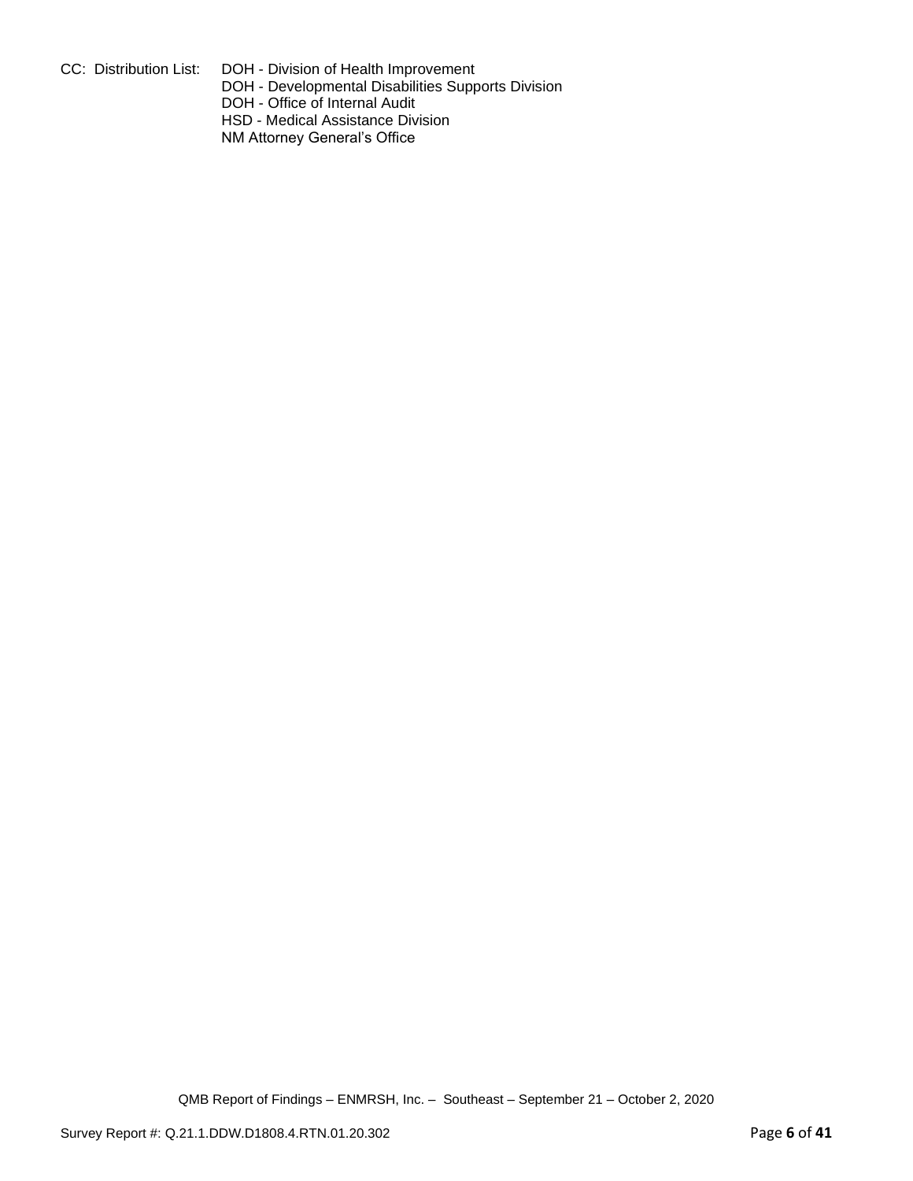CC: Distribution List: DOH - Division of Health Improvement
DOH - Developmental Disabilities Supports Division
DOH - Office of Internal Audit
HSD - Medical Assistance Division
NM Attorney General's Office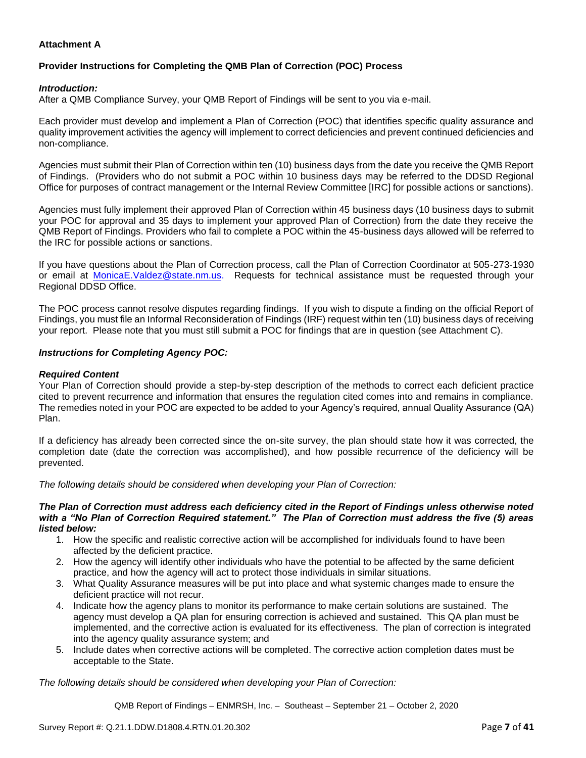**Attachment A**

**Provider Instructions for Completing the QMB Plan of Correction (POC) Process**

***Introduction:***

After a QMB Compliance Survey, your QMB Report of Findings will be sent to you via e-mail.

Each provider must develop and implement a Plan of Correction (POC) that identifies specific quality assurance and quality improvement activities the agency will implement to correct deficiencies and prevent continued deficiencies and non-compliance.

Agencies must submit their Plan of Correction within ten (10) business days from the date you receive the QMB Report of Findings. (Providers who do not submit a POC within 10 business days may be referred to the DDSD Regional Office for purposes of contract management or the Internal Review Committee [IRC] for possible actions or sanctions).

Agencies must fully implement their approved Plan of Correction within 45 business days (10 business days to submit your POC for approval and 35 days to implement your approved Plan of Correction) from the date they receive the QMB Report of Findings. Providers who fail to complete a POC within the 45-business days allowed will be referred to the IRC for possible actions or sanctions.

If you have questions about the Plan of Correction process, call the Plan of Correction Coordinator at 505-273-1930 or email at MonicaE.Valdez@state.nm.us. Requests for technical assistance must be requested through your Regional DDSD Office.

The POC process cannot resolve disputes regarding findings. If you wish to dispute a finding on the official Report of Findings, you must file an Informal Reconsideration of Findings (IRF) request within ten (10) business days of receiving your report. Please note that you must still submit a POC for findings that are in question (see Attachment C).

***Instructions for Completing Agency POC:***

***Required Content***

Your Plan of Correction should provide a step-by-step description of the methods to correct each deficient practice cited to prevent recurrence and information that ensures the regulation cited comes into and remains in compliance. The remedies noted in your POC are expected to be added to your Agency's required, annual Quality Assurance (QA) Plan.

If a deficiency has already been corrected since the on-site survey, the plan should state how it was corrected, the completion date (date the correction was accomplished), and how possible recurrence of the deficiency will be prevented.

*The following details should be considered when developing your Plan of Correction:*

***The Plan of Correction must address each deficiency cited in the Report of Findings unless otherwise noted with a "No Plan of Correction Required statement." The Plan of Correction must address the five (5) areas listed below:***

1. How the specific and realistic corrective action will be accomplished for individuals found to have been affected by the deficient practice.
2. How the agency will identify other individuals who have the potential to be affected by the same deficient practice, and how the agency will act to protect those individuals in similar situations.
3. What Quality Assurance measures will be put into place and what systemic changes made to ensure the deficient practice will not recur.
4. Indicate how the agency plans to monitor its performance to make certain solutions are sustained. The agency must develop a QA plan for ensuring correction is achieved and sustained. This QA plan must be implemented, and the corrective action is evaluated for its effectiveness. The plan of correction is integrated into the agency quality assurance system; and
5. Include dates when corrective actions will be completed. The corrective action completion dates must be acceptable to the State.

*The following details should be considered when developing your Plan of Correction:*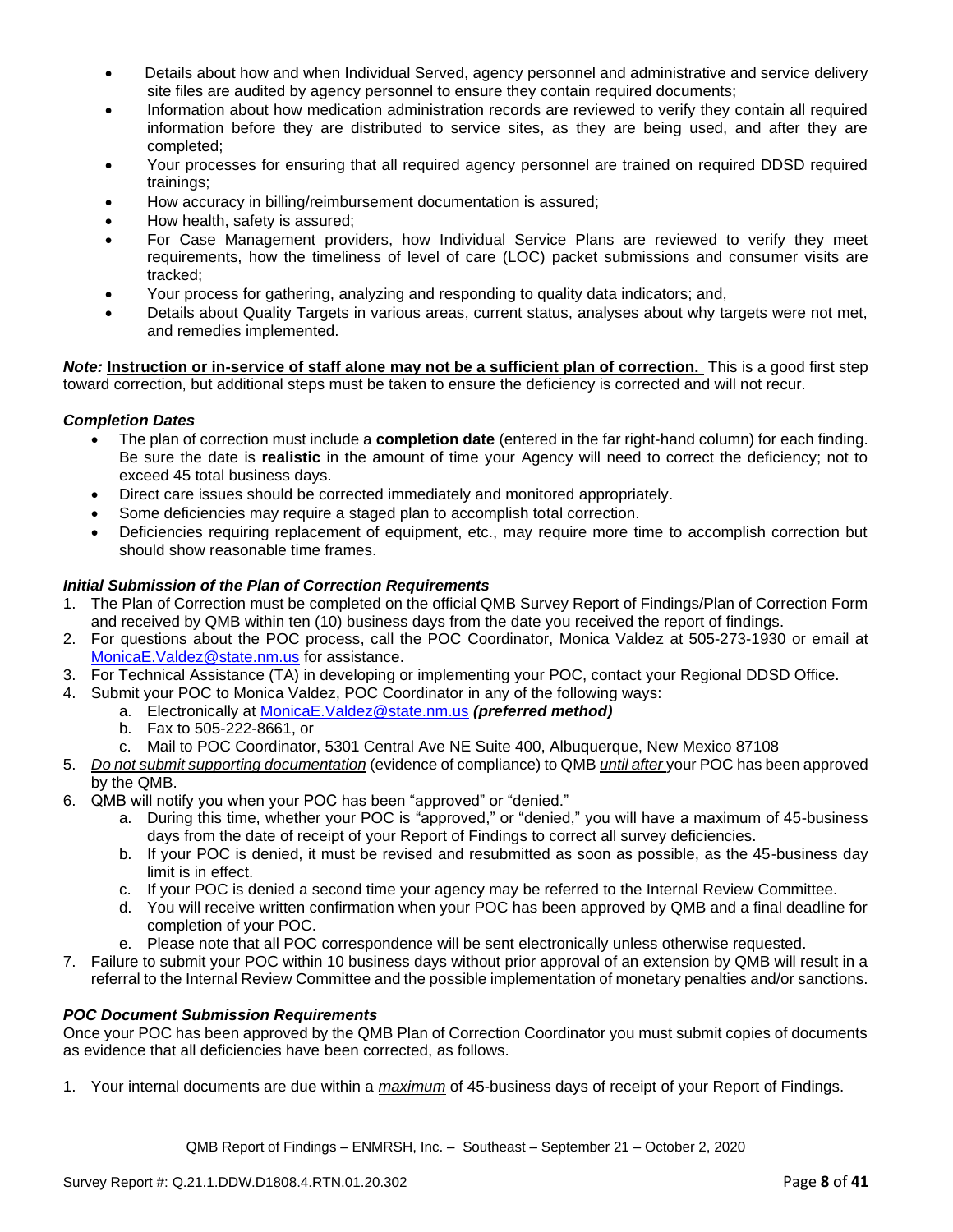- Details about how and when Individual Served, agency personnel and administrative and service delivery site files are audited by agency personnel to ensure they contain required documents;
- Information about how medication administration records are reviewed to verify they contain all required information before they are distributed to service sites, as they are being used, and after they are completed;
- Your processes for ensuring that all required agency personnel are trained on required DDSD required trainings;
- How accuracy in billing/reimbursement documentation is assured;
- How health, safety is assured;
- For Case Management providers, how Individual Service Plans are reviewed to verify they meet requirements, how the timeliness of level of care (LOC) packet submissions and consumer visits are tracked;
- Your process for gathering, analyzing and responding to quality data indicators; and,
- Details about Quality Targets in various areas, current status, analyses about why targets were not met, and remedies implemented.

***Note:*** **Instruction or in-service of staff alone may not be a sufficient plan of correction.** This is a good first step toward correction, but additional steps must be taken to ensure the deficiency is corrected and will not recur.

### *Completion Dates*

- The plan of correction must include a **completion date** (entered in the far right-hand column) for each finding. Be sure the date is **realistic** in the amount of time your Agency will need to correct the deficiency; not to exceed 45 total business days.
- Direct care issues should be corrected immediately and monitored appropriately.
- Some deficiencies may require a staged plan to accomplish total correction.
- Deficiencies requiring replacement of equipment, etc., may require more time to accomplish correction but should show reasonable time frames.

### *Initial Submission of the Plan of Correction Requirements*

1. The Plan of Correction must be completed on the official QMB Survey Report of Findings/Plan of Correction Form and received by QMB within ten (10) business days from the date you received the report of findings.
2. For questions about the POC process, call the POC Coordinator, Monica Valdez at 505-273-1930 or email at MonicaE.Valdez@state.nm.us for assistance.
3. For Technical Assistance (TA) in developing or implementing your POC, contact your Regional DDSD Office.
4. Submit your POC to Monica Valdez, POC Coordinator in any of the following ways:
   a. Electronically at MonicaE.Valdez@state.nm.us ***(preferred method)***
   b. Fax to 505-222-8661, or
   c. Mail to POC Coordinator, 5301 Central Ave NE Suite 400, Albuquerque, New Mexico 87108
5. *Do not submit supporting documentation* (evidence of compliance) to QMB *until after* your POC has been approved by the QMB.
6. QMB will notify you when your POC has been "approved" or "denied."
   a. During this time, whether your POC is "approved," or "denied," you will have a maximum of 45-business days from the date of receipt of your Report of Findings to correct all survey deficiencies.
   b. If your POC is denied, it must be revised and resubmitted as soon as possible, as the 45-business day limit is in effect.
   c. If your POC is denied a second time your agency may be referred to the Internal Review Committee.
   d. You will receive written confirmation when your POC has been approved by QMB and a final deadline for completion of your POC.
   e. Please note that all POC correspondence will be sent electronically unless otherwise requested.
7. Failure to submit your POC within 10 business days without prior approval of an extension by QMB will result in a referral to the Internal Review Committee and the possible implementation of monetary penalties and/or sanctions.

### *POC Document Submission Requirements*

Once your POC has been approved by the QMB Plan of Correction Coordinator you must submit copies of documents as evidence that all deficiencies have been corrected, as follows.

1. Your internal documents are due within a *maximum* of 45-business days of receipt of your Report of Findings.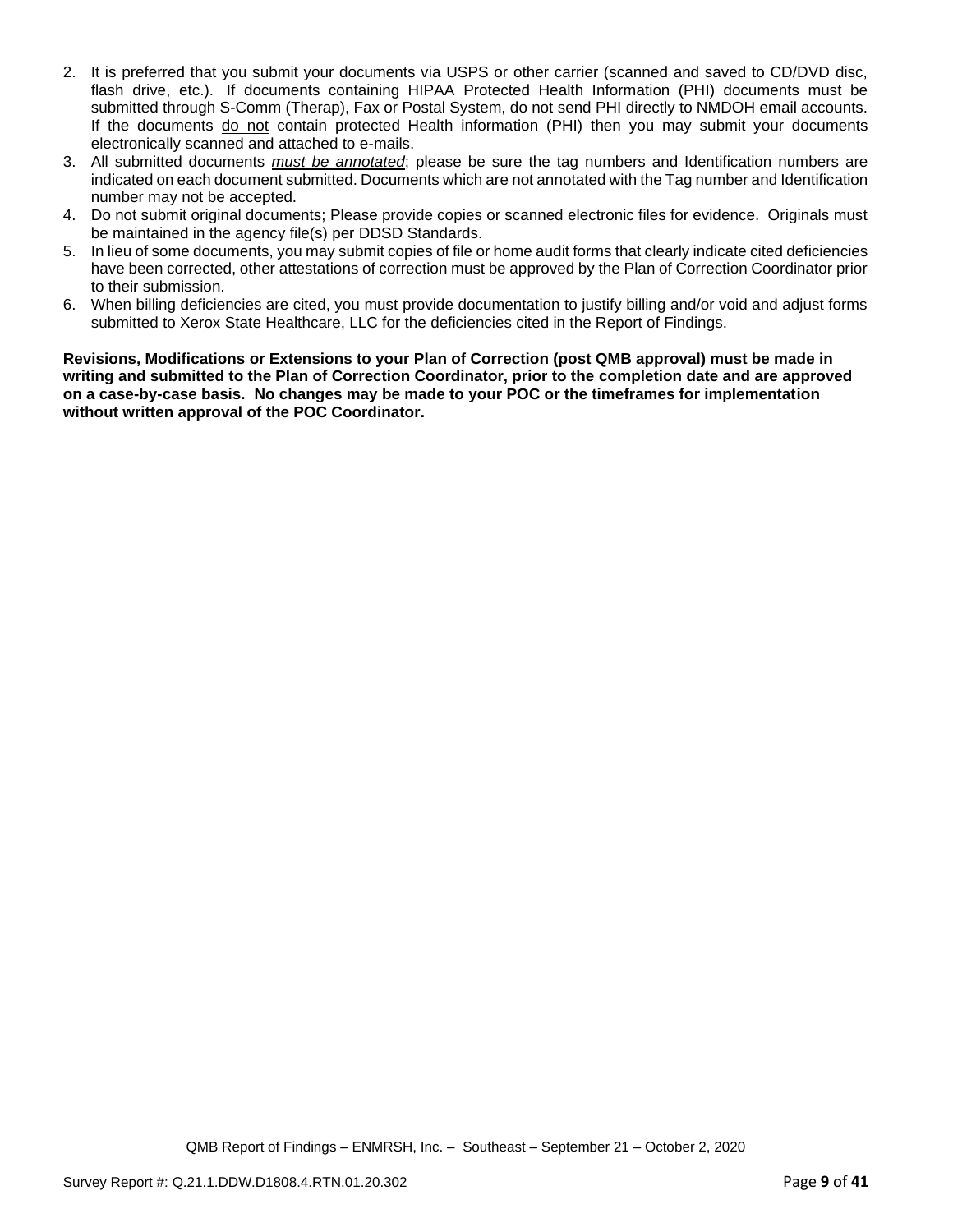2. It is preferred that you submit your documents via USPS or other carrier (scanned and saved to CD/DVD disc, flash drive, etc.). If documents containing HIPAA Protected Health Information (PHI) documents must be submitted through S-Comm (Therap), Fax or Postal System, do not send PHI directly to NMDOH email accounts. If the documents do not contain protected Health information (PHI) then you may submit your documents electronically scanned and attached to e-mails.
3. All submitted documents ***must be annotated***; please be sure the tag numbers and Identification numbers are indicated on each document submitted. Documents which are not annotated with the Tag number and Identification number may not be accepted.
4. Do not submit original documents; Please provide copies or scanned electronic files for evidence. Originals must be maintained in the agency file(s) per DDSD Standards.
5. In lieu of some documents, you may submit copies of file or home audit forms that clearly indicate cited deficiencies have been corrected, other attestations of correction must be approved by the Plan of Correction Coordinator prior to their submission.
6. When billing deficiencies are cited, you must provide documentation to justify billing and/or void and adjust forms submitted to Xerox State Healthcare, LLC for the deficiencies cited in the Report of Findings.

**Revisions, Modifications or Extensions to your Plan of Correction (post QMB approval) must be made in writing and submitted to the Plan of Correction Coordinator, prior to the completion date and are approved on a case-by-case basis. No changes may be made to your POC or the timeframes for implementation without written approval of the POC Coordinator.**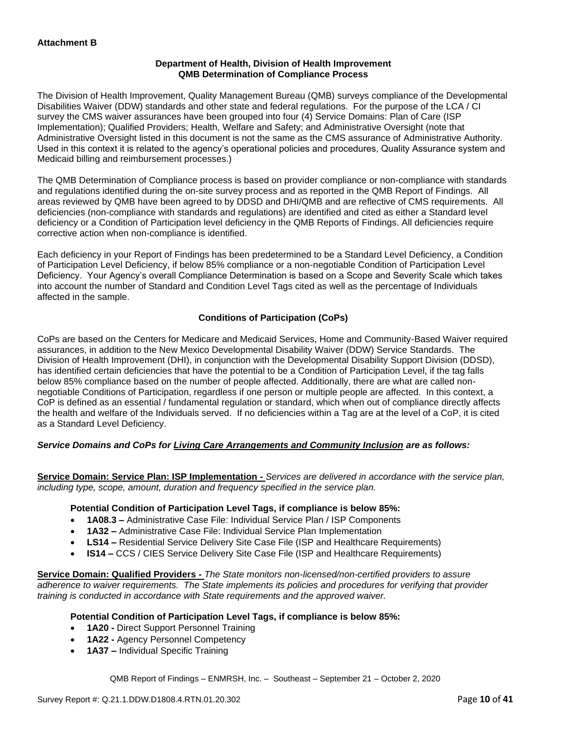**Attachment B**

**Department of Health, Division of Health Improvement**
**QMB Determination of Compliance Process**

The Division of Health Improvement, Quality Management Bureau (QMB) surveys compliance of the Developmental Disabilities Waiver (DDW) standards and other state and federal regulations. For the purpose of the LCA / CI survey the CMS waiver assurances have been grouped into four (4) Service Domains: Plan of Care (ISP Implementation); Qualified Providers; Health, Welfare and Safety; and Administrative Oversight (note that Administrative Oversight listed in this document is not the same as the CMS assurance of Administrative Authority. Used in this context it is related to the agency's operational policies and procedures, Quality Assurance system and Medicaid billing and reimbursement processes.)

The QMB Determination of Compliance process is based on provider compliance or non-compliance with standards and regulations identified during the on-site survey process and as reported in the QMB Report of Findings. All areas reviewed by QMB have been agreed to by DDSD and DHI/QMB and are reflective of CMS requirements. All deficiencies (non-compliance with standards and regulations) are identified and cited as either a Standard level deficiency or a Condition of Participation level deficiency in the QMB Reports of Findings. All deficiencies require corrective action when non-compliance is identified.

Each deficiency in your Report of Findings has been predetermined to be a Standard Level Deficiency, a Condition of Participation Level Deficiency, if below 85% compliance or a non-negotiable Condition of Participation Level Deficiency. Your Agency's overall Compliance Determination is based on a Scope and Severity Scale which takes into account the number of Standard and Condition Level Tags cited as well as the percentage of Individuals affected in the sample.

**Conditions of Participation (CoPs)**

CoPs are based on the Centers for Medicare and Medicaid Services, Home and Community-Based Waiver required assurances, in addition to the New Mexico Developmental Disability Waiver (DDW) Service Standards. The Division of Health Improvement (DHI), in conjunction with the Developmental Disability Support Division (DDSD), has identified certain deficiencies that have the potential to be a Condition of Participation Level, if the tag falls below 85% compliance based on the number of people affected. Additionally, there are what are called non-negotiable Conditions of Participation, regardless if one person or multiple people are affected. In this context, a CoP is defined as an essential / fundamental regulation or standard, which when out of compliance directly affects the health and welfare of the Individuals served. If no deficiencies within a Tag are at the level of a CoP, it is cited as a Standard Level Deficiency.

***Service Domains and CoPs for Living Care Arrangements and Community Inclusion are as follows:***

**Service Domain: Service Plan: ISP Implementation -** *Services are delivered in accordance with the service plan, including type, scope, amount, duration and frequency specified in the service plan.*

**Potential Condition of Participation Level Tags, if compliance is below 85%:**

- **1A08.3 –** Administrative Case File: Individual Service Plan / ISP Components
- **1A32 –** Administrative Case File: Individual Service Plan Implementation
- **LS14 –** Residential Service Delivery Site Case File (ISP and Healthcare Requirements)
- **IS14 –** CCS / CIES Service Delivery Site Case File (ISP and Healthcare Requirements)

**Service Domain: Qualified Providers -** *The State monitors non-licensed/non-certified providers to assure adherence to waiver requirements. The State implements its policies and procedures for verifying that provider training is conducted in accordance with State requirements and the approved waiver.*

**Potential Condition of Participation Level Tags, if compliance is below 85%:**

- **1A20 -** Direct Support Personnel Training
- **1A22 -** Agency Personnel Competency
- **1A37 –** Individual Specific Training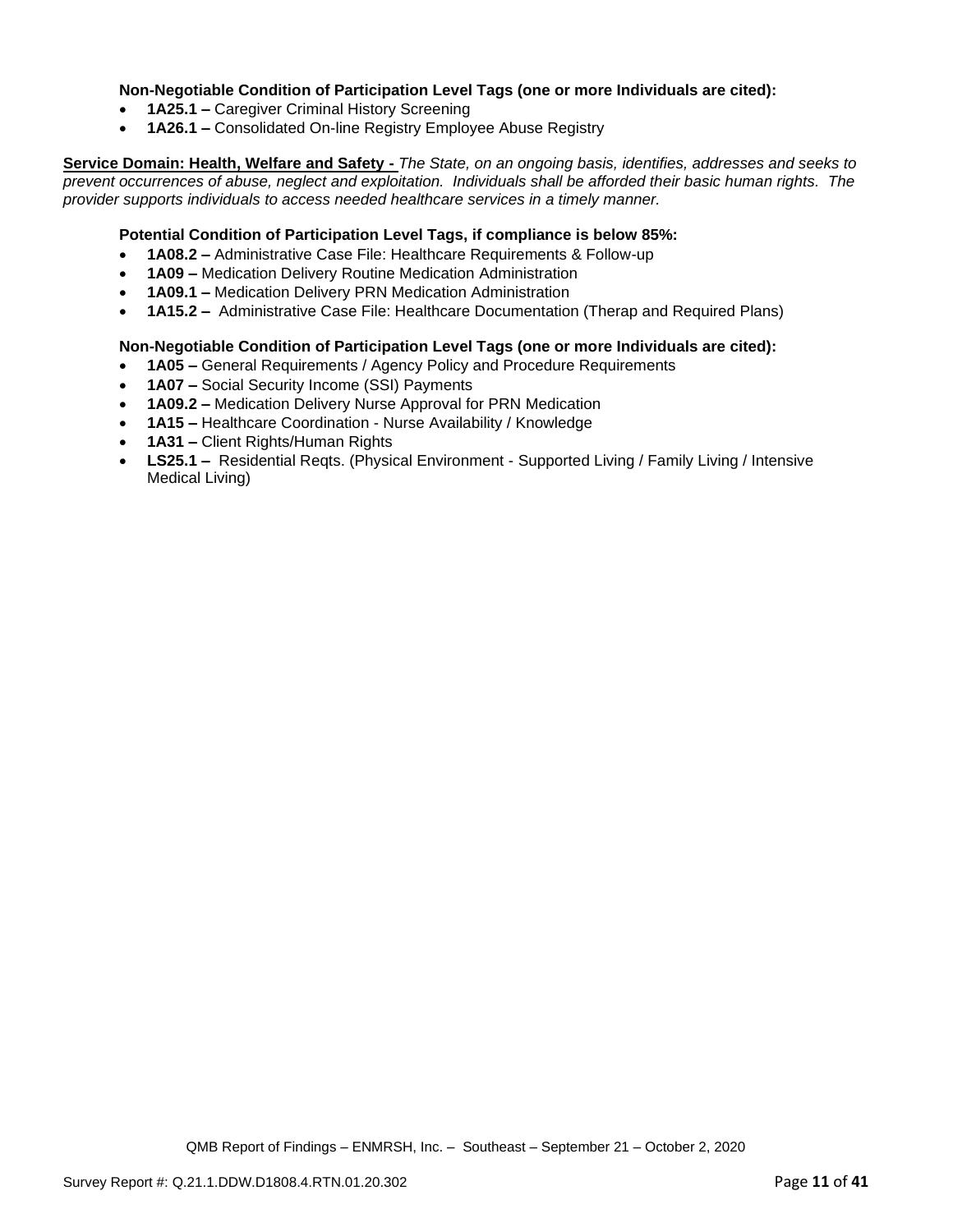**Non-Negotiable Condition of Participation Level Tags (one or more Individuals are cited):**

- **1A25.1 –** Caregiver Criminal History Screening
- **1A26.1 –** Consolidated On-line Registry Employee Abuse Registry

**Service Domain: Health, Welfare and Safety -** *The State, on an ongoing basis, identifies, addresses and seeks to prevent occurrences of abuse, neglect and exploitation. Individuals shall be afforded their basic human rights. The provider supports individuals to access needed healthcare services in a timely manner.*

**Potential Condition of Participation Level Tags, if compliance is below 85%:**

- **1A08.2 –** Administrative Case File: Healthcare Requirements & Follow-up
- **1A09 –** Medication Delivery Routine Medication Administration
- **1A09.1 –** Medication Delivery PRN Medication Administration
- **1A15.2 –** Administrative Case File: Healthcare Documentation (Therap and Required Plans)

**Non-Negotiable Condition of Participation Level Tags (one or more Individuals are cited):**

- **1A05 –** General Requirements / Agency Policy and Procedure Requirements
- **1A07 –** Social Security Income (SSI) Payments
- **1A09.2 –** Medication Delivery Nurse Approval for PRN Medication
- **1A15 –** Healthcare Coordination - Nurse Availability / Knowledge
- **1A31 –** Client Rights/Human Rights
- **LS25.1 –** Residential Reqts. (Physical Environment - Supported Living / Family Living / Intensive Medical Living)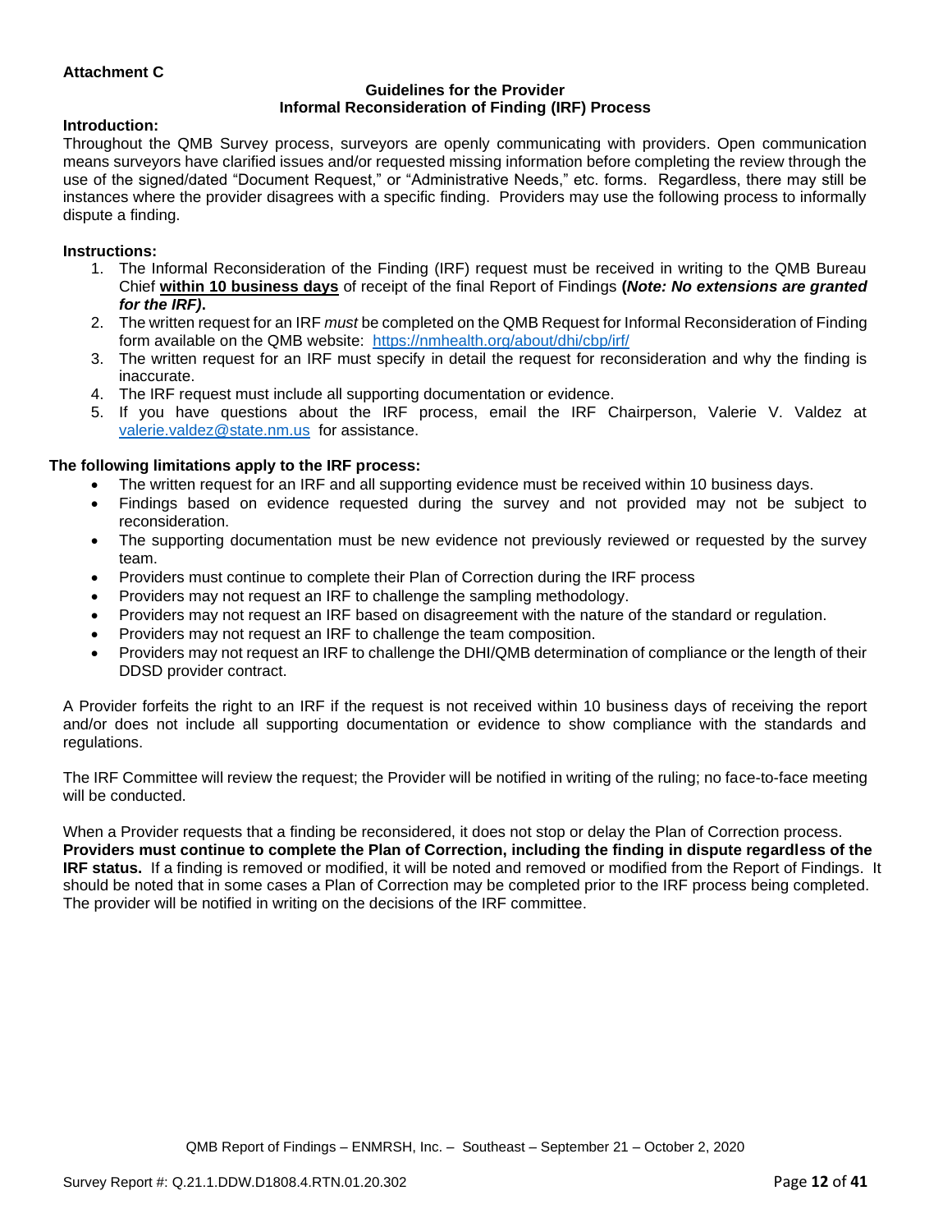**Attachment C**

**Guidelines for the Provider**
**Informal Reconsideration of Finding (IRF) Process**

**Introduction:**

Throughout the QMB Survey process, surveyors are openly communicating with providers. Open communication means surveyors have clarified issues and/or requested missing information before completing the review through the use of the signed/dated "Document Request," or "Administrative Needs," etc. forms. Regardless, there may still be instances where the provider disagrees with a specific finding. Providers may use the following process to informally dispute a finding.

**Instructions:**

1. The Informal Reconsideration of the Finding (IRF) request must be received in writing to the QMB Bureau Chief **within 10 business days** of receipt of the final Report of Findings **(*Note: No extensions are granted for the IRF)*.**
2. The written request for an IRF *must* be completed on the QMB Request for Informal Reconsideration of Finding form available on the QMB website: https://nmhealth.org/about/dhi/cbp/irf/
3. The written request for an IRF must specify in detail the request for reconsideration and why the finding is inaccurate.
4. The IRF request must include all supporting documentation or evidence.
5. If you have questions about the IRF process, email the IRF Chairperson, Valerie V. Valdez at valerie.valdez@state.nm.us for assistance.

**The following limitations apply to the IRF process:**

- The written request for an IRF and all supporting evidence must be received within 10 business days.
- Findings based on evidence requested during the survey and not provided may not be subject to reconsideration.
- The supporting documentation must be new evidence not previously reviewed or requested by the survey team.
- Providers must continue to complete their Plan of Correction during the IRF process
- Providers may not request an IRF to challenge the sampling methodology.
- Providers may not request an IRF based on disagreement with the nature of the standard or regulation.
- Providers may not request an IRF to challenge the team composition.
- Providers may not request an IRF to challenge the DHI/QMB determination of compliance or the length of their DDSD provider contract.

A Provider forfeits the right to an IRF if the request is not received within 10 business days of receiving the report and/or does not include all supporting documentation or evidence to show compliance with the standards and regulations.

The IRF Committee will review the request; the Provider will be notified in writing of the ruling; no face-to-face meeting will be conducted.

When a Provider requests that a finding be reconsidered, it does not stop or delay the Plan of Correction process. **Providers must continue to complete the Plan of Correction, including the finding in dispute regardless of the IRF status.** If a finding is removed or modified, it will be noted and removed or modified from the Report of Findings. It should be noted that in some cases a Plan of Correction may be completed prior to the IRF process being completed. The provider will be notified in writing on the decisions of the IRF committee.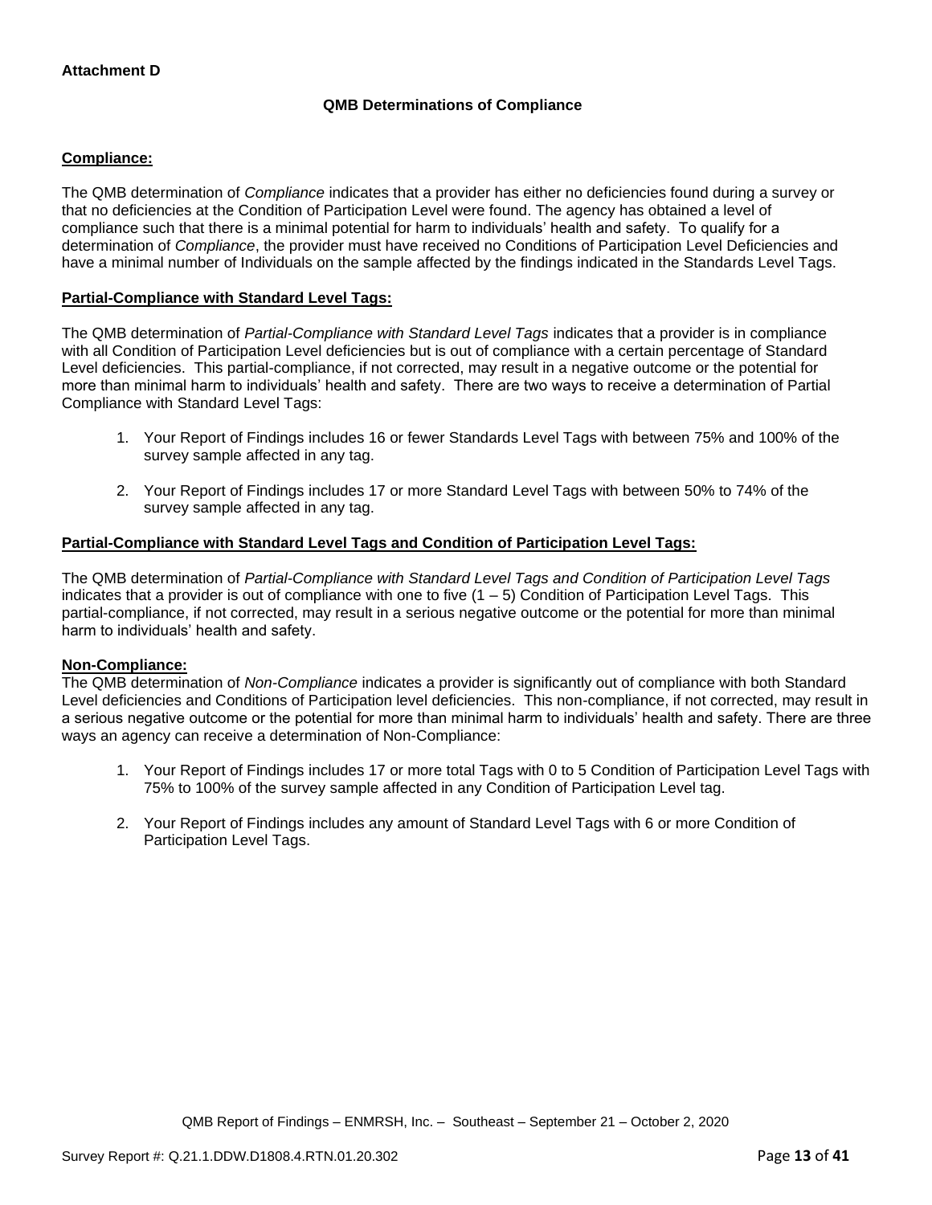**Attachment D**

**QMB Determinations of Compliance**

**Compliance:**

The QMB determination of *Compliance* indicates that a provider has either no deficiencies found during a survey or that no deficiencies at the Condition of Participation Level were found. The agency has obtained a level of compliance such that there is a minimal potential for harm to individuals' health and safety. To qualify for a determination of *Compliance*, the provider must have received no Conditions of Participation Level Deficiencies and have a minimal number of Individuals on the sample affected by the findings indicated in the Standards Level Tags.

**Partial-Compliance with Standard Level Tags:**

The QMB determination of *Partial-Compliance with Standard Level Tags* indicates that a provider is in compliance with all Condition of Participation Level deficiencies but is out of compliance with a certain percentage of Standard Level deficiencies. This partial-compliance, if not corrected, may result in a negative outcome or the potential for more than minimal harm to individuals' health and safety. There are two ways to receive a determination of Partial Compliance with Standard Level Tags:

1. Your Report of Findings includes 16 or fewer Standards Level Tags with between 75% and 100% of the survey sample affected in any tag.

2. Your Report of Findings includes 17 or more Standard Level Tags with between 50% to 74% of the survey sample affected in any tag.

**Partial-Compliance with Standard Level Tags and Condition of Participation Level Tags:**

The QMB determination of *Partial-Compliance with Standard Level Tags and Condition of Participation Level Tags* indicates that a provider is out of compliance with one to five (1 – 5) Condition of Participation Level Tags. This partial-compliance, if not corrected, may result in a serious negative outcome or the potential for more than minimal harm to individuals' health and safety.

**Non-Compliance:**

The QMB determination of *Non-Compliance* indicates a provider is significantly out of compliance with both Standard Level deficiencies and Conditions of Participation level deficiencies. This non-compliance, if not corrected, may result in a serious negative outcome or the potential for more than minimal harm to individuals' health and safety. There are three ways an agency can receive a determination of Non-Compliance:

1. Your Report of Findings includes 17 or more total Tags with 0 to 5 Condition of Participation Level Tags with 75% to 100% of the survey sample affected in any Condition of Participation Level tag.

2. Your Report of Findings includes any amount of Standard Level Tags with 6 or more Condition of Participation Level Tags.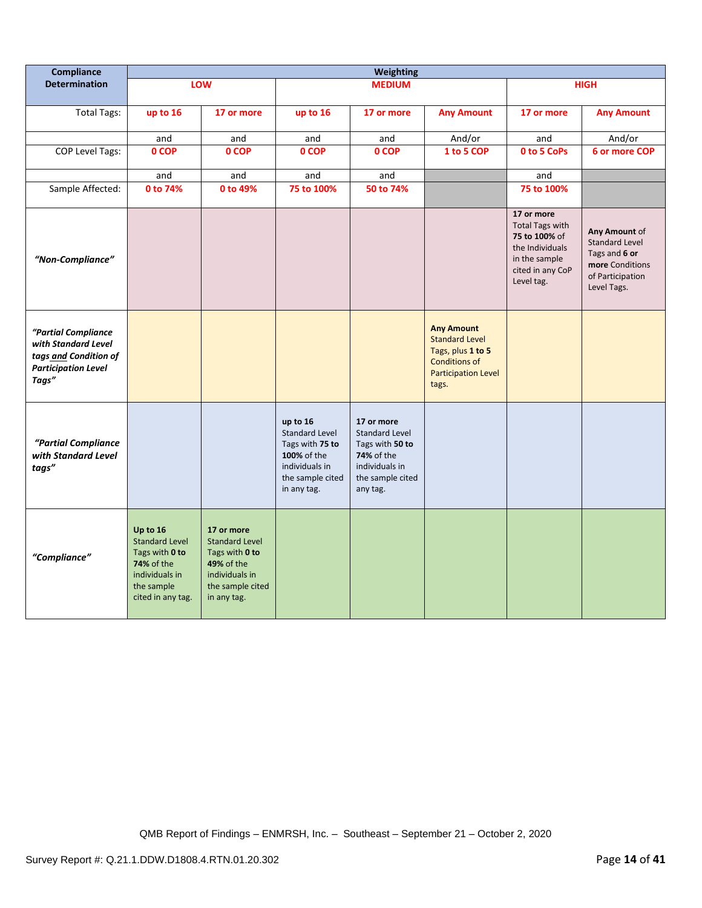| Compliance Determination | Weighting | | | | | | |
|---|---|---|---|---|---|---|---|
| | LOW | | MEDIUM | | | HIGH | |
| Total Tags: | up to 16 | 17 or more | up to 16 | 17 or more | Any Amount | 17 or more | Any Amount |
| | and | and | and | and | And/or | and | And/or |
| COP Level Tags: | 0 COP | 0 COP | 0 COP | 0 COP | 1 to 5 COP | 0 to 5 CoPs | 6 or more COP |
| | and | and | and | and | | and | |
| Sample Affected: | 0 to 74% | 0 to 49% | 75 to 100% | 50 to 74% | | 75 to 100% | |
| *"Non-Compliance"* | | | | | | **17 or more** Total Tags with **75 to 100%** of the Individuals in the sample cited in any CoP Level tag. | **Any Amount** of Standard Level Tags and **6 or more** Conditions of Participation Level Tags. |
| ***"Partial Compliance with Standard Level tags and Condition of Participation Level Tags"*** | | | | | **Any Amount** Standard Level Tags, plus **1 to 5** Conditions of Participation Level tags. | | |
| ***"Partial Compliance with Standard Level tags"*** | | | **up to 16** Standard Level Tags with **75 to 100%** of the individuals in the sample cited in any tag. | **17 or more** Standard Level Tags with **50 to 74%** of the individuals in the sample cited any tag. | | | |
| ***"Compliance"*** | **Up to 16** Standard Level Tags with **0 to 74%** of the individuals in the sample cited in any tag. | **17 or more** Standard Level Tags with **0 to 49%** of the individuals in the sample cited in any tag. | | | | | |

QMB Report of Findings – ENMRSH, Inc. – Southeast – September 21 – October 2, 2020

Survey Report #: Q.21.1.DDW.D1808.4.RTN.01.20.302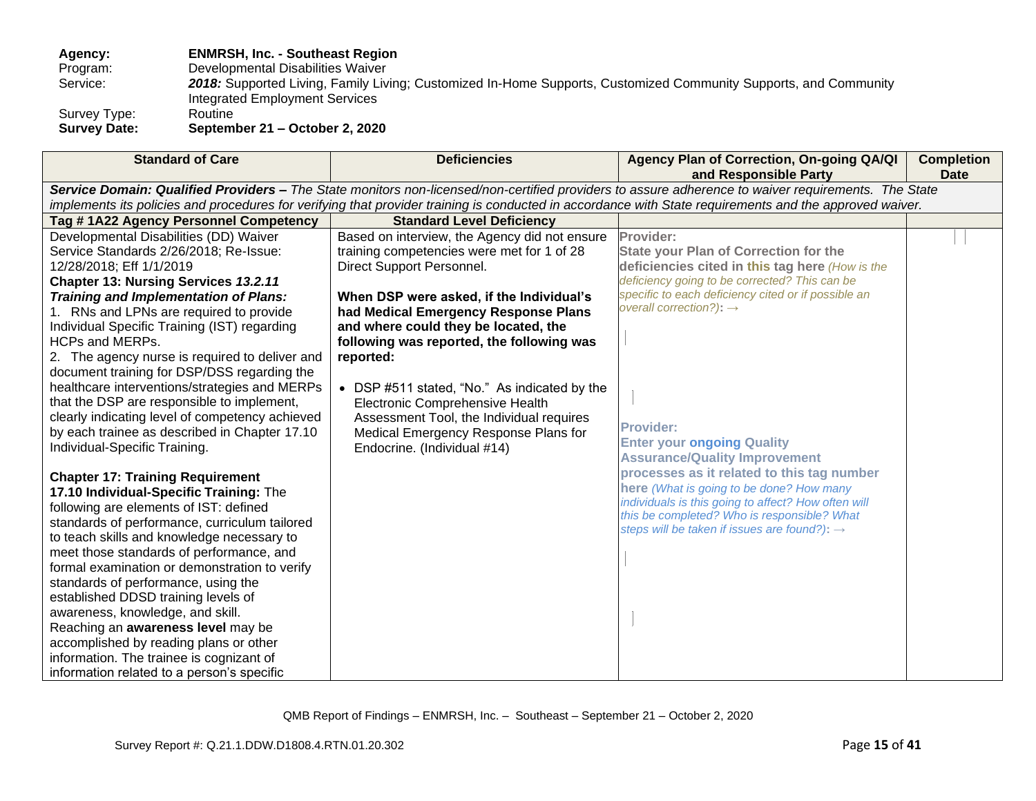**Agency:** **ENMRSH, Inc. - Southeast Region**
Program: Developmental Disabilities Waiver
Service: ***2018:*** Supported Living, Family Living; Customized In-Home Supports, Customized Community Supports, and Community Integrated Employment Services
Survey Type: Routine
**Survey Date:** **September 21 – October 2, 2020**

| Standard of Care | Deficiencies | Agency Plan of Correction, On-going QA/QI and Responsible Party | Completion Date |
|---|---|---|---|
| ***Service Domain: Qualified Providers –*** *The State monitors non-licensed/non-certified providers to assure adherence to waiver requirements. The State implements its policies and procedures for verifying that provider training is conducted in accordance with State requirements and the approved waiver.* | | | |
| **Tag # 1A22 Agency Personnel Competency** | **Standard Level Deficiency** | | |
| Developmental Disabilities (DD) Waiver Service Standards 2/26/2018; Re-Issue: 12/28/2018; Eff 1/1/2019<br>**Chapter 13: Nursing Services *13.2.11 Training and Implementation of Plans:***<br>1. RNs and LPNs are required to provide Individual Specific Training (IST) regarding HCPs and MERPs.<br>2. The agency nurse is required to deliver and document training for DSP/DSS regarding the healthcare interventions/strategies and MERPs that the DSP are responsible to implement, clearly indicating level of competency achieved by each trainee as described in Chapter 17.10 Individual-Specific Training.<br><br>**Chapter 17: Training Requirement**<br>**17.10 Individual-Specific Training:** The following are elements of IST: defined standards of performance, curriculum tailored to teach skills and knowledge necessary to meet those standards of performance, and formal examination or demonstration to verify standards of performance, using the established DDSD training levels of awareness, knowledge, and skill.<br>Reaching an **awareness level** may be accomplished by reading plans or other information. The trainee is cognizant of information related to a person's specific | Based on interview, the Agency did not ensure training competencies were met for 1 of 28 Direct Support Personnel.<br><br>**When DSP were asked, if the Individual's had Medical Emergency Response Plans and where could they be located, the following was reported, the following was reported:**<br><br>• DSP #511 stated, "No." As indicated by the Electronic Comprehensive Health Assessment Tool, the Individual requires Medical Emergency Response Plans for Endocrine. (Individual #14) | **Provider:**<br>**State your Plan of Correction for the deficiencies cited in this tag here** *(How is the deficiency going to be corrected? This can be specific to each deficiency cited or if possible an overall correction?)*: →<br><br><br><br>**Provider:**<br>**Enter your ongoing Quality Assurance/Quality Improvement processes as it related to this tag number here** *(What is going to be done? How many individuals is this going to affect? How often will this be completed? Who is responsible? What steps will be taken if issues are found?)*: → | |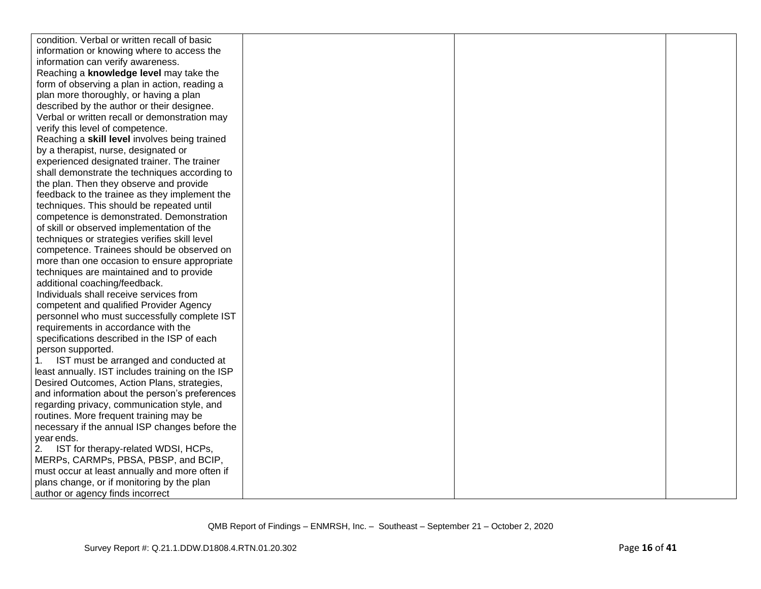| | | | |
|---|---|---|---|
| condition. Verbal or written recall of basic information or knowing where to access the information can verify awareness.<br>Reaching a **knowledge level** may take the form of observing a plan in action, reading a plan more thoroughly, or having a plan described by the author or their designee. Verbal or written recall or demonstration may verify this level of competence.<br>Reaching a **skill level** involves being trained by a therapist, nurse, designated or experienced designated trainer. The trainer shall demonstrate the techniques according to the plan. Then they observe and provide feedback to the trainee as they implement the techniques. This should be repeated until competence is demonstrated. Demonstration of skill or observed implementation of the techniques or strategies verifies skill level competence. Trainees should be observed on more than one occasion to ensure appropriate techniques are maintained and to provide additional coaching/feedback.<br>Individuals shall receive services from competent and qualified Provider Agency personnel who must successfully complete IST requirements in accordance with the specifications described in the ISP of each person supported.<br>1. IST must be arranged and conducted at least annually. IST includes training on the ISP Desired Outcomes, Action Plans, strategies, and information about the person's preferences regarding privacy, communication style, and routines. More frequent training may be necessary if the annual ISP changes before the year ends.<br>2. IST for therapy-related WDSI, HCPs, MERPs, CARMPs, PBSA, PBSP, and BCIP, must occur at least annually and more often if plans change, or if monitoring by the plan author or agency finds incorrect | | | |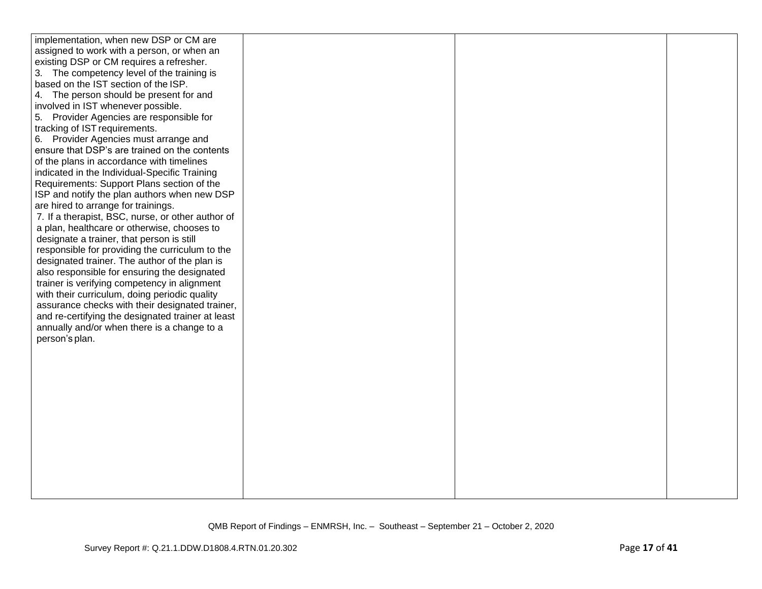| | | | |
|---|---|---|---|
| implementation, when new DSP or CM are assigned to work with a person, or when an existing DSP or CM requires a refresher.<br>3. The competency level of the training is based on the IST section of the ISP.<br>4. The person should be present for and involved in IST whenever possible.<br>5. Provider Agencies are responsible for tracking of IST requirements.<br>6. Provider Agencies must arrange and ensure that DSP's are trained on the contents of the plans in accordance with timelines indicated in the Individual-Specific Training Requirements: Support Plans section of the ISP and notify the plan authors when new DSP are hired to arrange for trainings.<br>7. If a therapist, BSC, nurse, or other author of a plan, healthcare or otherwise, chooses to designate a trainer, that person is still responsible for providing the curriculum to the designated trainer. The author of the plan is also responsible for ensuring the designated trainer is verifying competency in alignment with their curriculum, doing periodic quality assurance checks with their designated trainer, and re-certifying the designated trainer at least annually and/or when there is a change to a person's plan. | | | |

QMB Report of Findings – ENMRSH, Inc. – Southeast – September 21 – October 2, 2020

Survey Report #: Q.21.1.DDW.D1808.4.RTN.01.20.302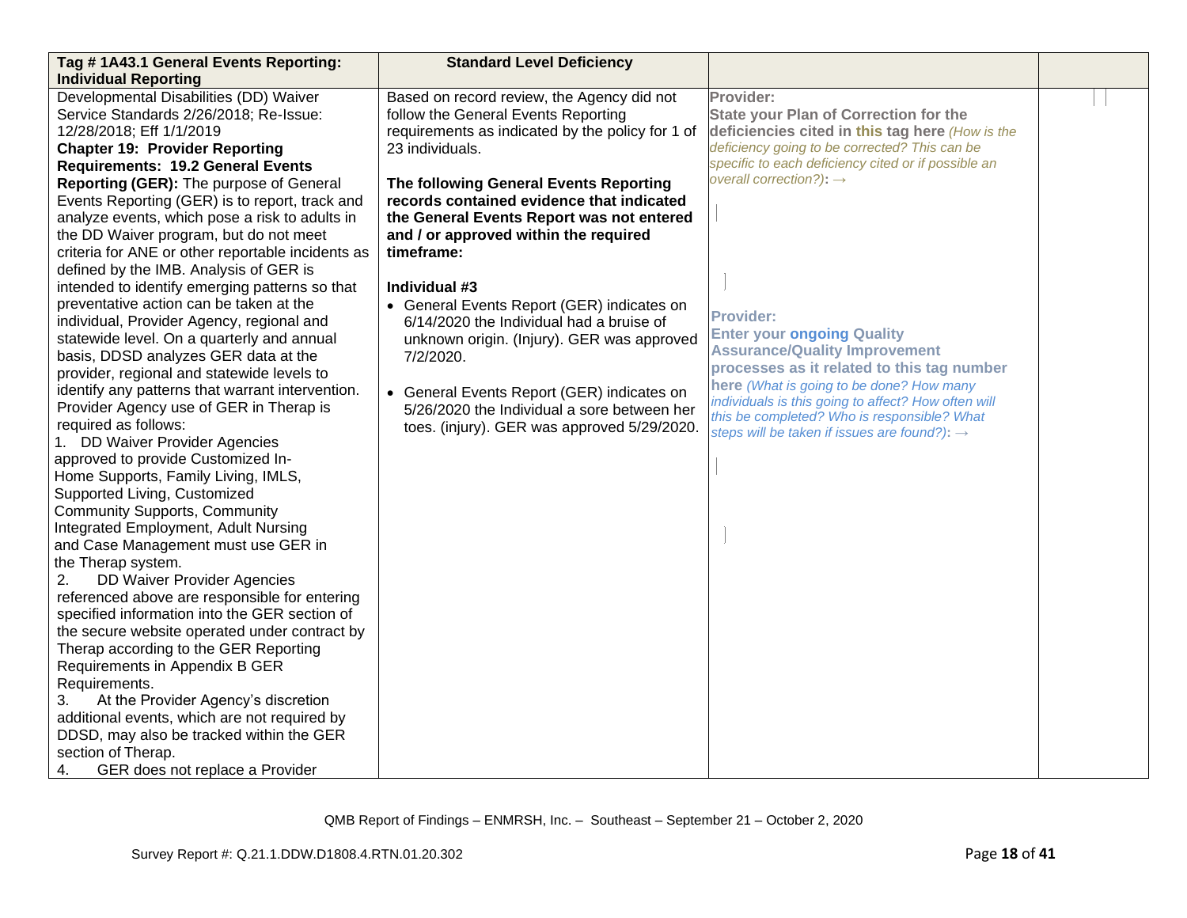| Tag # 1A43.1 General Events Reporting: Individual Reporting | Standard Level Deficiency | | |
|---|---|---|---|
| Developmental Disabilities (DD) Waiver Service Standards 2/26/2018; Re-Issue: 12/28/2018; Eff 1/1/2019<br>**Chapter 19: Provider Reporting Requirements: 19.2 General Events Reporting (GER):** The purpose of General Events Reporting (GER) is to report, track and analyze events, which pose a risk to adults in the DD Waiver program, but do not meet criteria for ANE or other reportable incidents as defined by the IMB. Analysis of GER is intended to identify emerging patterns so that preventative action can be taken at the individual, Provider Agency, regional and statewide level. On a quarterly and annual basis, DDSD analyzes GER data at the provider, regional and statewide levels to identify any patterns that warrant intervention. Provider Agency use of GER in Therap is required as follows:<br>1. DD Waiver Provider Agencies approved to provide Customized In-Home Supports, Family Living, IMLS, Supported Living, Customized Community Supports, Community Integrated Employment, Adult Nursing and Case Management must use GER in the Therap system.<br>2. DD Waiver Provider Agencies referenced above are responsible for entering specified information into the GER section of the secure website operated under contract by Therap according to the GER Reporting Requirements in Appendix B GER Requirements.<br>3. At the Provider Agency's discretion additional events, which are not required by DDSD, may also be tracked within the GER section of Therap.<br>4. GER does not replace a Provider | Based on record review, the Agency did not follow the General Events Reporting requirements as indicated by the policy for 1 of 23 individuals.<br><br>**The following General Events Reporting records contained evidence that indicated the General Events Report was not entered and / or approved within the required timeframe:**<br><br>**Individual #3**<br>• General Events Report (GER) indicates on 6/14/2020 the Individual had a bruise of unknown origin. (Injury). GER was approved 7/2/2020.<br><br>• General Events Report (GER) indicates on 5/26/2020 the Individual a sore between her toes. (injury). GER was approved 5/29/2020. | **Provider:**<br>**State your Plan of Correction for the deficiencies cited in this tag here** *(How is the deficiency going to be corrected? This can be specific to each deficiency cited or if possible an overall correction?)*: →<br><br><br><br>**Provider:**<br>**Enter your ongoing Quality Assurance/Quality Improvement processes as it related to this tag number here** *(What is going to be done? How many individuals is this going to affect? How often will this be completed? Who is responsible? What steps will be taken if issues are found?)*: → | |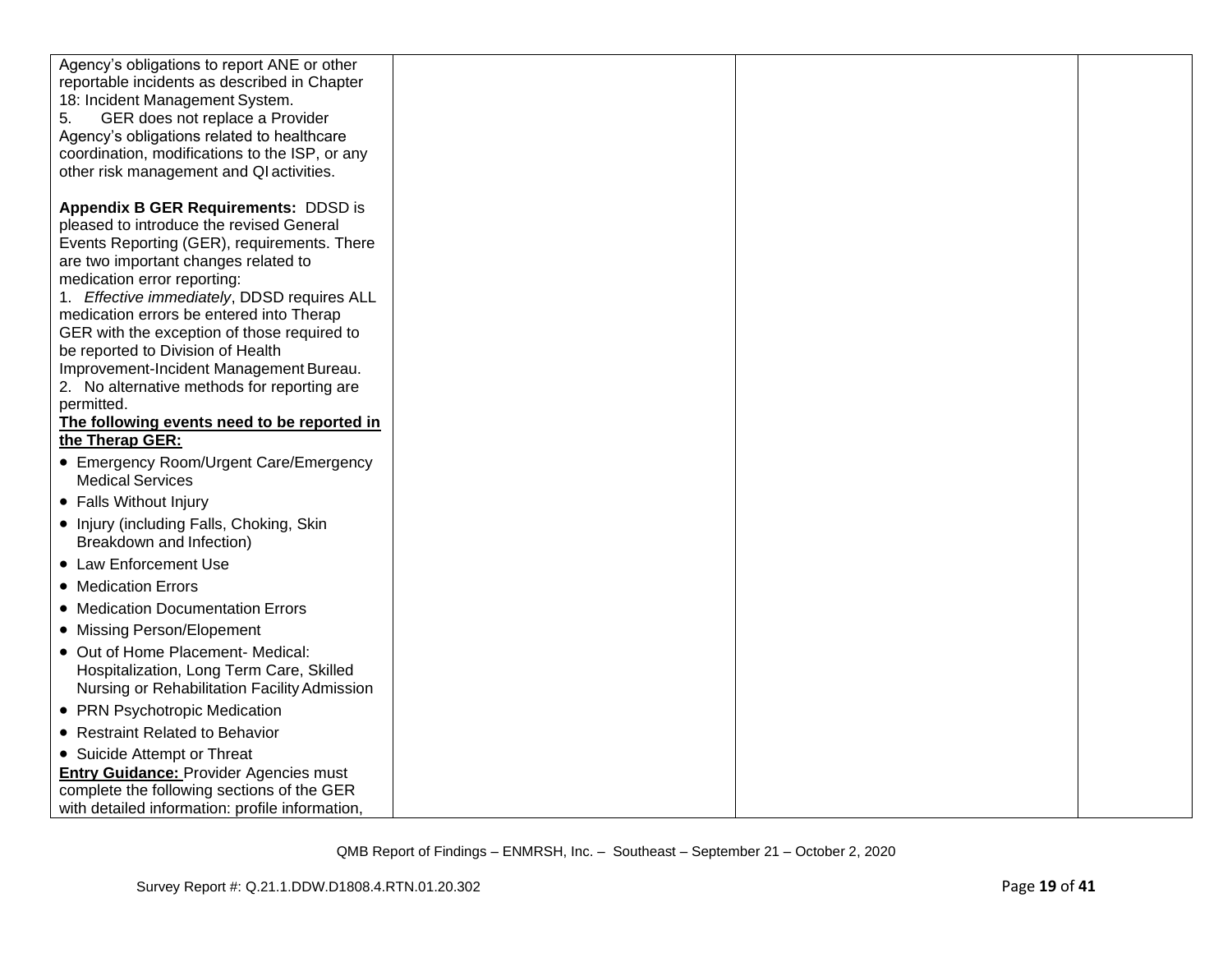| | | | |
|---|---|---|---|
| Agency's obligations to report ANE or other reportable incidents as described in Chapter 18: Incident Management System.<br>5. GER does not replace a Provider Agency's obligations related to healthcare coordination, modifications to the ISP, or any other risk management and QI activities.<br><br>**Appendix B GER Requirements:** DDSD is pleased to introduce the revised General Events Reporting (GER), requirements. There are two important changes related to medication error reporting:<br>1. *Effective immediately*, DDSD requires ALL medication errors be entered into Therap GER with the exception of those required to be reported to Division of Health Improvement-Incident Management Bureau.<br>2. No alternative methods for reporting are permitted.<br>**The following events need to be reported in the Therap GER:**<br>• Emergency Room/Urgent Care/Emergency Medical Services<br>• Falls Without Injury<br>• Injury (including Falls, Choking, Skin Breakdown and Infection)<br>• Law Enforcement Use<br>• Medication Errors<br>• Medication Documentation Errors<br>• Missing Person/Elopement<br>• Out of Home Placement- Medical: Hospitalization, Long Term Care, Skilled Nursing or Rehabilitation Facility Admission<br>• PRN Psychotropic Medication<br>• Restraint Related to Behavior<br>• Suicide Attempt or Threat<br>**Entry Guidance:** Provider Agencies must complete the following sections of the GER with detailed information: profile information, | | | |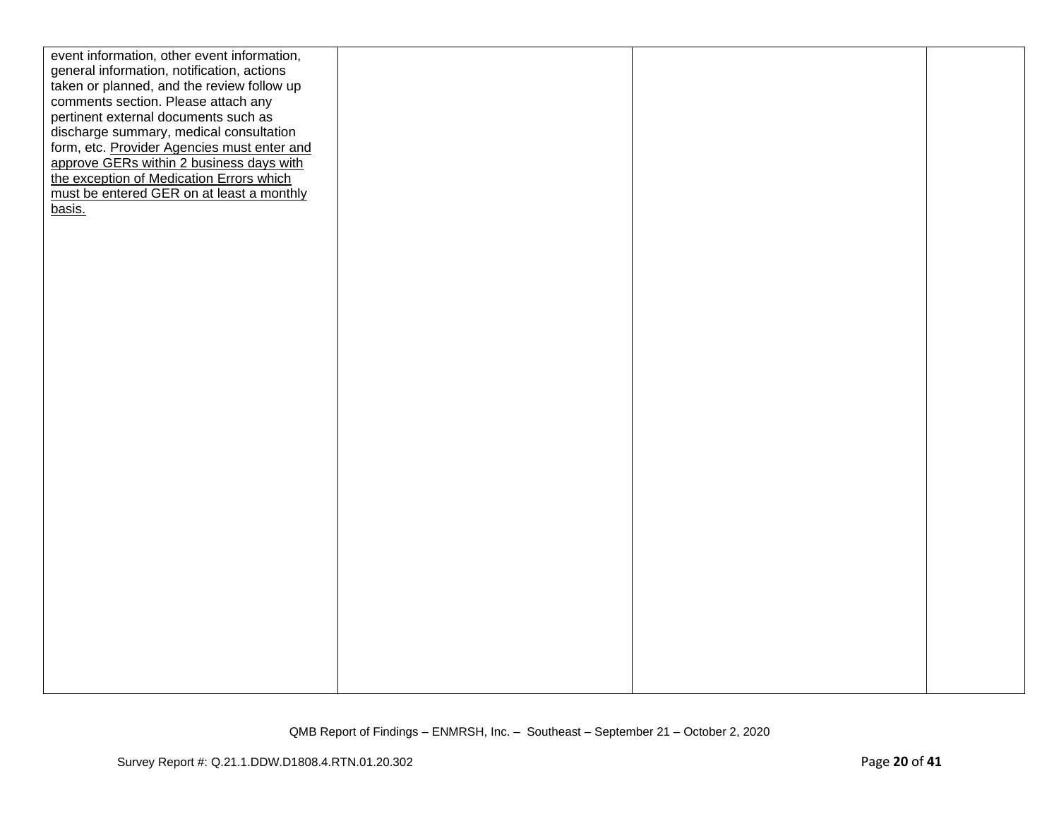| | | | |
|---|---|---|---|
| event information, other event information, general information, notification, actions taken or planned, and the review follow up comments section. Please attach any pertinent external documents such as discharge summary, medical consultation form, etc. <u>Provider Agencies must enter and approve GERs within 2 business days with the exception of Medication Errors which must be entered GER on at least a monthly basis.</u> | | | |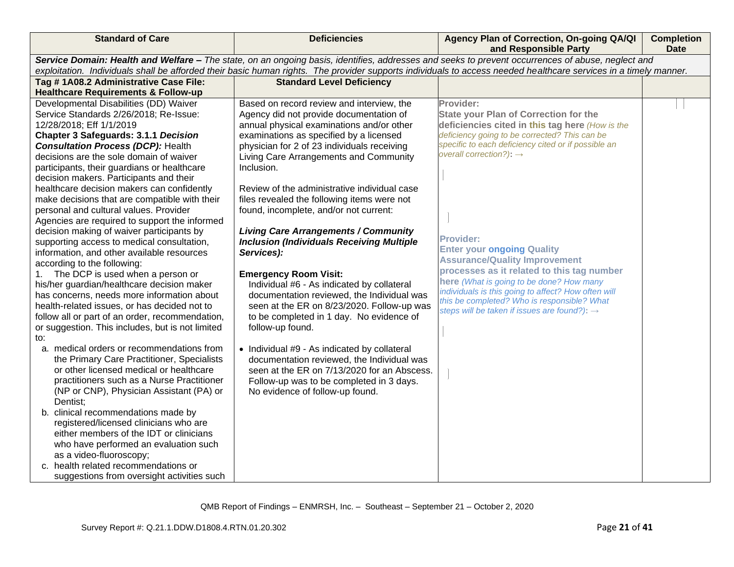| Standard of Care | Deficiencies | Agency Plan of Correction, On-going QA/QI and Responsible Party | Completion Date |
|---|---|---|---|
| ***Service Domain: Health and Welfare –*** *The state, on an ongoing basis, identifies, addresses and seeks to prevent occurrences of abuse, neglect and exploitation. Individuals shall be afforded their basic human rights. The provider supports individuals to access needed healthcare services in a timely manner.* | | | |
| **Tag # 1A08.2 Administrative Case File: Healthcare Requirements & Follow-up** | **Standard Level Deficiency** | | |
| Developmental Disabilities (DD) Waiver Service Standards 2/26/2018; Re-Issue: 12/28/2018; Eff 1/1/2019<br>**Chapter 3 Safeguards: 3.1.1 *Decision Consultation Process (DCP):*** Health decisions are the sole domain of waiver participants, their guardians or healthcare decision makers. Participants and their healthcare decision makers can confidently make decisions that are compatible with their personal and cultural values. Provider Agencies are required to support the informed decision making of waiver participants by supporting access to medical consultation, information, and other available resources according to the following:<br>1. The DCP is used when a person or his/her guardian/healthcare decision maker has concerns, needs more information about health-related issues, or has decided not to follow all or part of an order, recommendation, or suggestion. This includes, but is not limited to:<br>a. medical orders or recommendations from the Primary Care Practitioner, Specialists or other licensed medical or healthcare practitioners such as a Nurse Practitioner (NP or CNP), Physician Assistant (PA) or Dentist;<br>b. clinical recommendations made by registered/licensed clinicians who are either members of the IDT or clinicians who have performed an evaluation such as a video-fluoroscopy;<br>c. health related recommendations or suggestions from oversight activities such | Based on record review and interview, the Agency did not provide documentation of annual physical examinations and/or other examinations as specified by a licensed physician for 2 of 23 individuals receiving Living Care Arrangements and Community Inclusion.<br><br>Review of the administrative individual case files revealed the following items were not found, incomplete, and/or not current:<br><br>***Living Care Arrangements / Community Inclusion (Individuals Receiving Multiple Services):***<br><br>**Emergency Room Visit:**<br>Individual #6 - As indicated by collateral documentation reviewed, the Individual was seen at the ER on 8/23/2020. Follow-up was to be completed in 1 day. No evidence of follow-up found.<br><br>• Individual #9 - As indicated by collateral documentation reviewed, the Individual was seen at the ER on 7/13/2020 for an Abscess. Follow-up was to be completed in 3 days. No evidence of follow-up found. | **Provider:**<br>**State your Plan of Correction for the deficiencies cited in this tag here** *(How is the deficiency going to be corrected? This can be specific to each deficiency cited or if possible an overall correction?)*: →<br><br>**Provider:**<br>**Enter your ongoing Quality Assurance/Quality Improvement processes as it related to this tag number here** *(What is going to be done? How many individuals is this going to affect? How often will this be completed? Who is responsible? What steps will be taken if issues are found?)*: → | |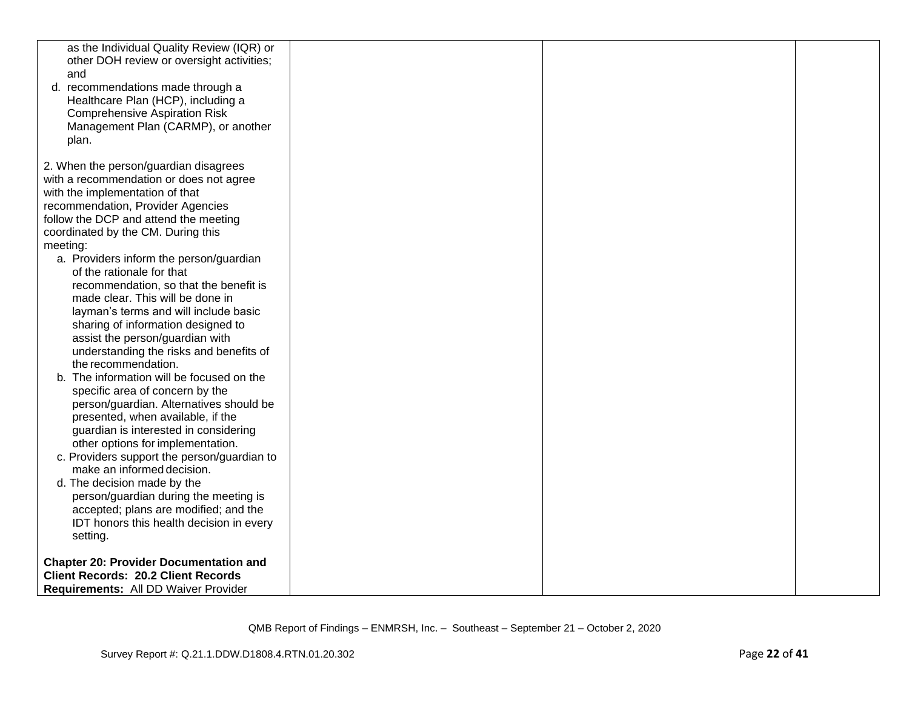| | | | |
|---|---|---|---|
| as the Individual Quality Review (IQR) or other DOH review or oversight activities; and<br>d. recommendations made through a Healthcare Plan (HCP), including a Comprehensive Aspiration Risk Management Plan (CARMP), or another plan.<br><br>2. When the person/guardian disagrees with a recommendation or does not agree with the implementation of that recommendation, Provider Agencies follow the DCP and attend the meeting coordinated by the CM. During this meeting:<br>a. Providers inform the person/guardian of the rationale for that recommendation, so that the benefit is made clear. This will be done in layman's terms and will include basic sharing of information designed to assist the person/guardian with understanding the risks and benefits of the recommendation.<br>b. The information will be focused on the specific area of concern by the person/guardian. Alternatives should be presented, when available, if the guardian is interested in considering other options for implementation.<br>c. Providers support the person/guardian to make an informed decision.<br>d. The decision made by the person/guardian during the meeting is accepted; plans are modified; and the IDT honors this health decision in every setting.<br><br>**Chapter 20: Provider Documentation and Client Records: 20.2 Client Records Requirements:** All DD Waiver Provider | | | |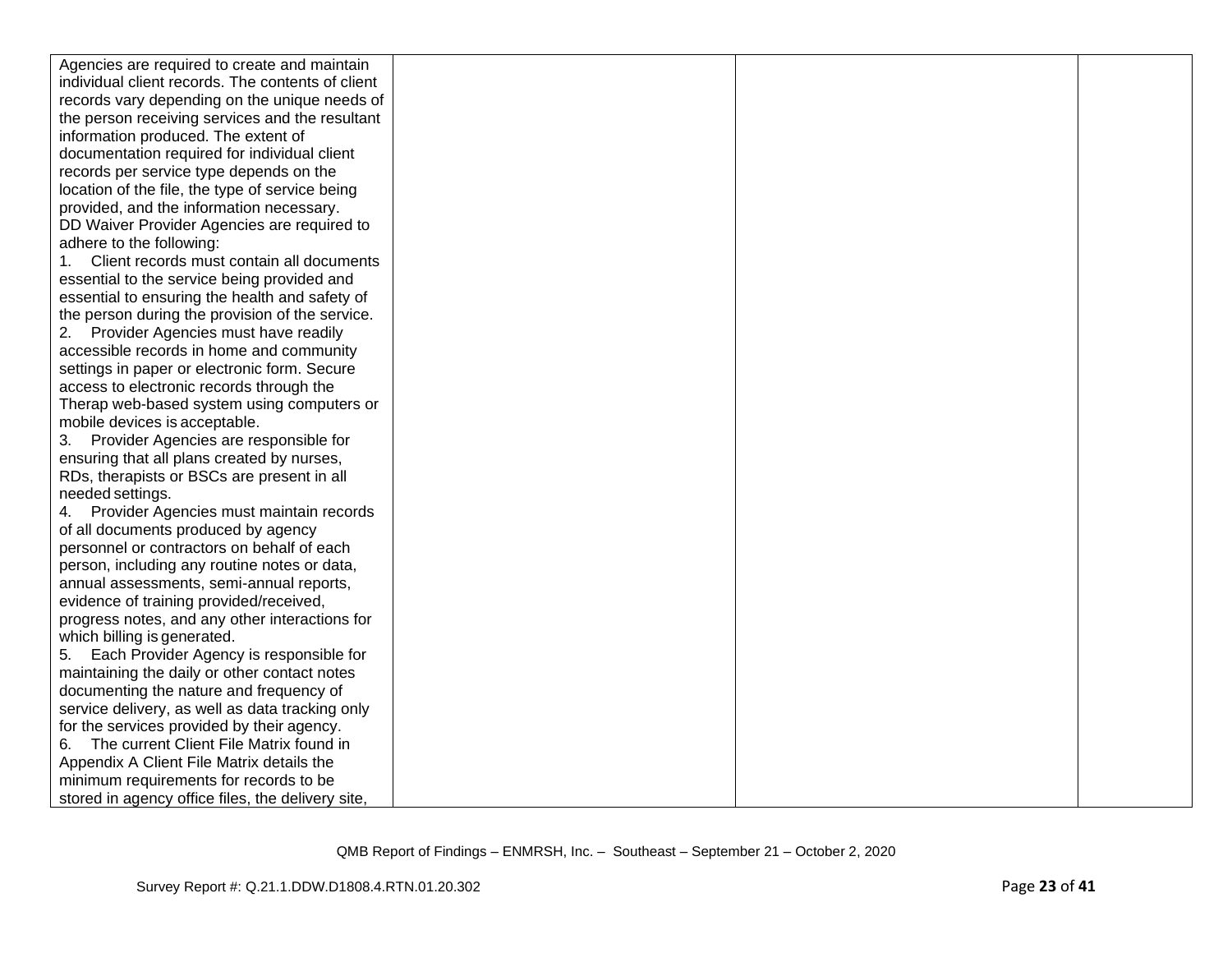| | | | |
|---|---|---|---|
| Agencies are required to create and maintain individual client records. The contents of client records vary depending on the unique needs of the person receiving services and the resultant information produced. The extent of documentation required for individual client records per service type depends on the location of the file, the type of service being provided, and the information necessary.<br>DD Waiver Provider Agencies are required to adhere to the following:<br>1. Client records must contain all documents essential to the service being provided and essential to ensuring the health and safety of the person during the provision of the service.<br>2. Provider Agencies must have readily accessible records in home and community settings in paper or electronic form. Secure access to electronic records through the Therap web-based system using computers or mobile devices is acceptable.<br>3. Provider Agencies are responsible for ensuring that all plans created by nurses, RDs, therapists or BSCs are present in all needed settings.<br>4. Provider Agencies must maintain records of all documents produced by agency personnel or contractors on behalf of each person, including any routine notes or data, annual assessments, semi-annual reports, evidence of training provided/received, progress notes, and any other interactions for which billing is generated.<br>5. Each Provider Agency is responsible for maintaining the daily or other contact notes documenting the nature and frequency of service delivery, as well as data tracking only for the services provided by their agency.<br>6. The current Client File Matrix found in Appendix A Client File Matrix details the minimum requirements for records to be stored in agency office files, the delivery site, | | | |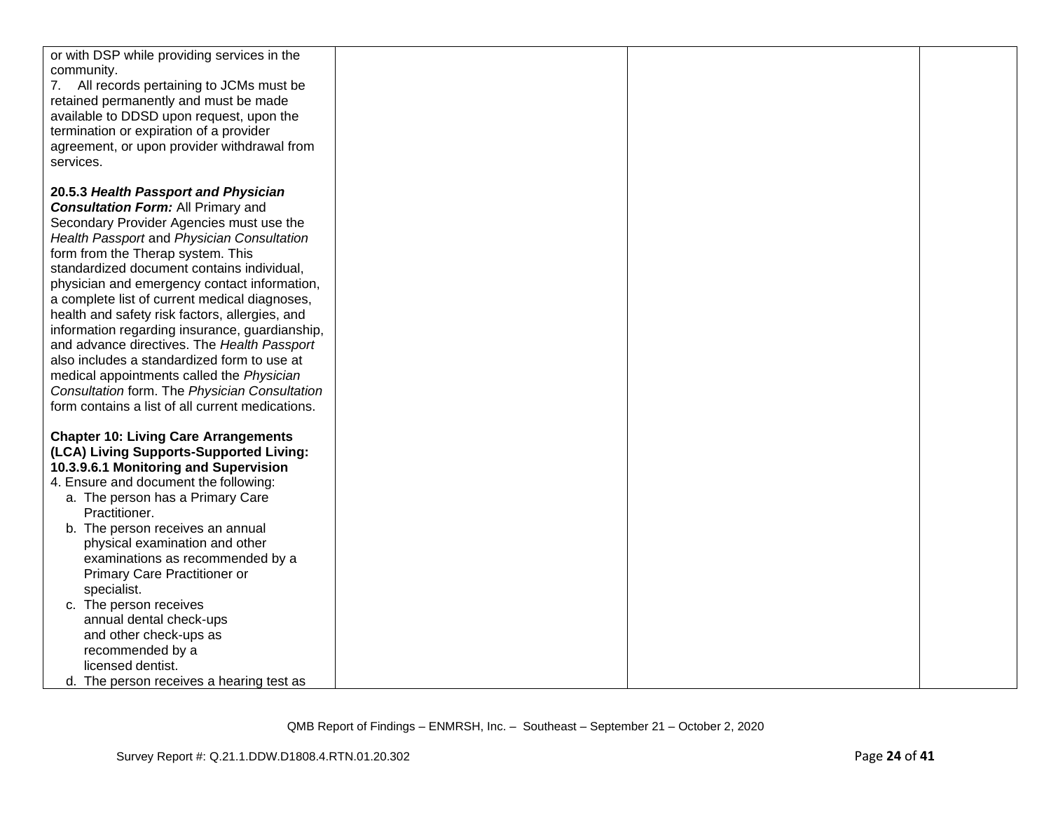| | | | |
|---|---|---|---|
| or with DSP while providing services in the community.<br>7. All records pertaining to JCMs must be retained permanently and must be made available to DDSD upon request, upon the termination or expiration of a provider agreement, or upon provider withdrawal from services.<br><br>**20.5.3 *Health Passport and Physician Consultation Form:*** All Primary and Secondary Provider Agencies must use the *Health Passport* and *Physician Consultation* form from the Therap system. This standardized document contains individual, physician and emergency contact information, a complete list of current medical diagnoses, health and safety risk factors, allergies, and information regarding insurance, guardianship, and advance directives. The *Health Passport* also includes a standardized form to use at medical appointments called the *Physician Consultation* form. The *Physician Consultation* form contains a list of all current medications.<br><br>**Chapter 10: Living Care Arrangements (LCA) Living Supports-Supported Living: 10.3.9.6.1 Monitoring and Supervision**<br>4. Ensure and document the following:<br>a. The person has a Primary Care Practitioner.<br>b. The person receives an annual physical examination and other examinations as recommended by a Primary Care Practitioner or specialist.<br>c. The person receives annual dental check-ups and other check-ups as recommended by a licensed dentist.<br>d. The person receives a hearing test as | | | |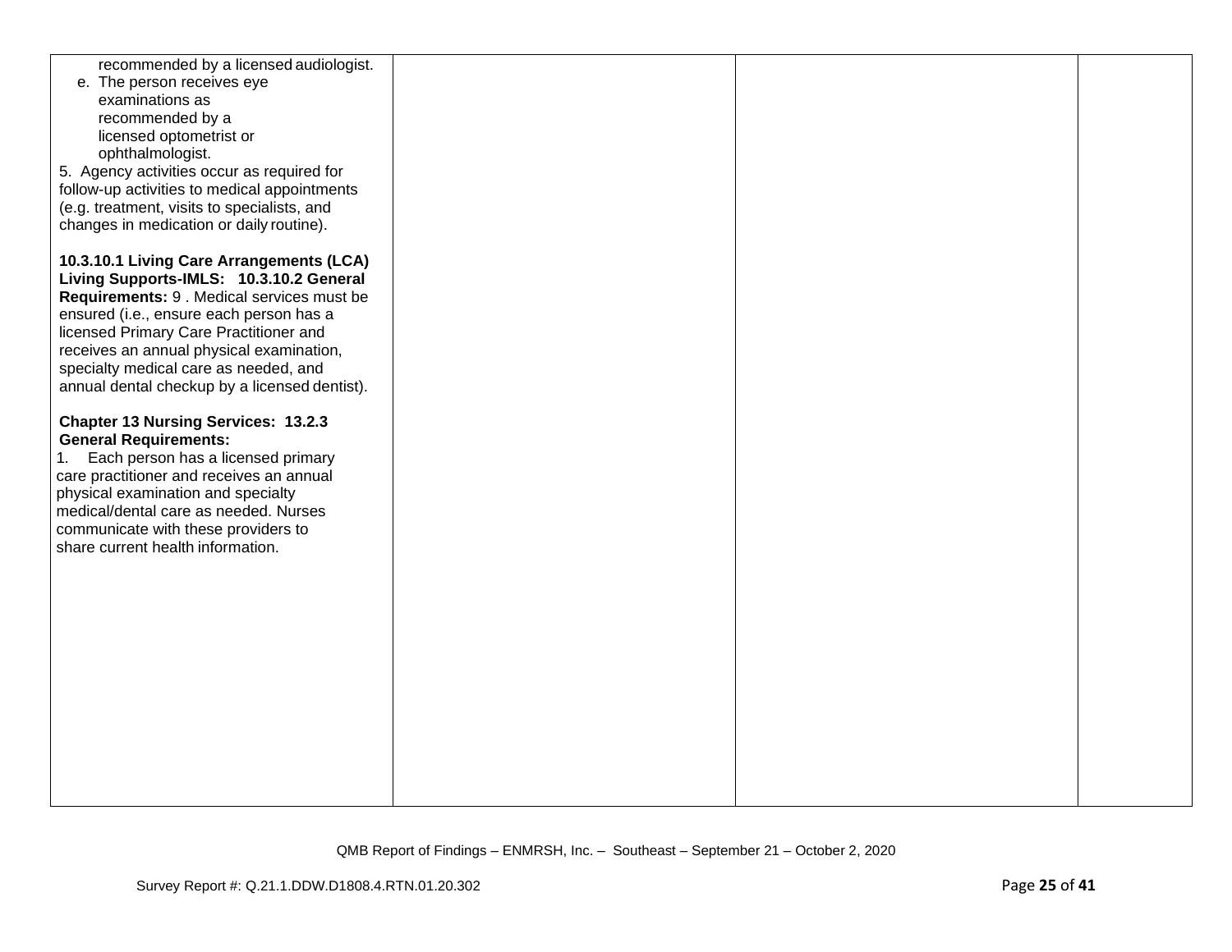| | | | |
|---|---|---|---|
| recommended by a licensed audiologist.<br>e. The person receives eye examinations as recommended by a licensed optometrist or ophthalmologist.<br>5. Agency activities occur as required for follow-up activities to medical appointments (e.g. treatment, visits to specialists, and changes in medication or daily routine).<br><br>**10.3.10.1 Living Care Arrangements (LCA) Living Supports-IMLS: 10.3.10.2 General Requirements:** 9 . Medical services must be ensured (i.e., ensure each person has a licensed Primary Care Practitioner and receives an annual physical examination, specialty medical care as needed, and annual dental checkup by a licensed dentist).<br><br>**Chapter 13 Nursing Services: 13.2.3 General Requirements:**<br>1. Each person has a licensed primary care practitioner and receives an annual physical examination and specialty medical/dental care as needed. Nurses communicate with these providers to share current health information. | | | |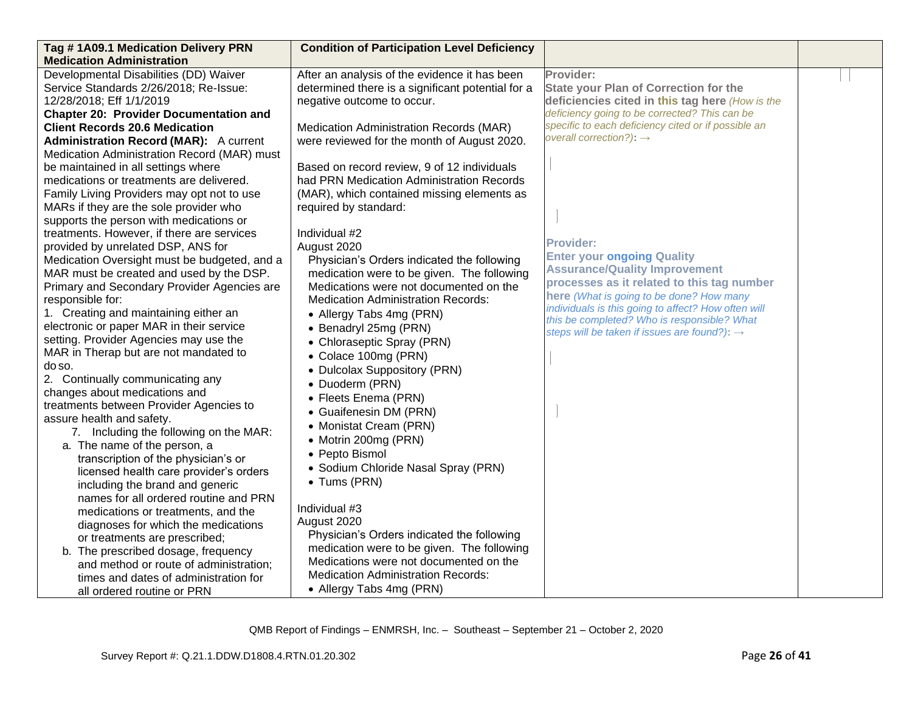| Tag # 1A09.1 Medication Delivery PRN Medication Administration | Condition of Participation Level Deficiency | | |
|---|---|---|---|
| Developmental Disabilities (DD) Waiver Service Standards 2/26/2018; Re-Issue: 12/28/2018; Eff 1/1/2019<br>**Chapter 20: Provider Documentation and Client Records 20.6 Medication Administration Record (MAR):** A current Medication Administration Record (MAR) must be maintained in all settings where medications or treatments are delivered. Family Living Providers may opt not to use MARs if they are the sole provider who supports the person with medications or treatments. However, if there are services provided by unrelated DSP, ANS for Medication Oversight must be budgeted, and a MAR must be created and used by the DSP. Primary and Secondary Provider Agencies are responsible for:<br>1. Creating and maintaining either an electronic or paper MAR in their service setting. Provider Agencies may use the MAR in Therap but are not mandated to do so.<br>2. Continually communicating any changes about medications and treatments between Provider Agencies to assure health and safety.<br>7. Including the following on the MAR:<br>a. The name of the person, a transcription of the physician's or licensed health care provider's orders including the brand and generic names for all ordered routine and PRN medications or treatments, and the diagnoses for which the medications or treatments are prescribed;<br>b. The prescribed dosage, frequency and method or route of administration; times and dates of administration for all ordered routine or PRN | After an analysis of the evidence it has been determined there is a significant potential for a negative outcome to occur.<br><br>Medication Administration Records (MAR) were reviewed for the month of August 2020.<br><br>Based on record review, 9 of 12 individuals had PRN Medication Administration Records (MAR), which contained missing elements as required by standard:<br><br>Individual #2<br>August 2020<br>Physician's Orders indicated the following medication were to be given. The following Medications were not documented on the Medication Administration Records:<br>• Allergy Tabs 4mg (PRN)<br>• Benadryl 25mg (PRN)<br>• Chloraseptic Spray (PRN)<br>• Colace 100mg (PRN)<br>• Dulcolax Suppository (PRN)<br>• Duoderm (PRN)<br>• Fleets Enema (PRN)<br>• Guaifenesin DM (PRN)<br>• Monistat Cream (PRN)<br>• Motrin 200mg (PRN)<br>• Pepto Bismol<br>• Sodium Chloride Nasal Spray (PRN)<br>• Tums (PRN)<br><br>Individual #3<br>August 2020<br>Physician's Orders indicated the following medication were to be given. The following Medications were not documented on the Medication Administration Records:<br>• Allergy Tabs 4mg (PRN) | **Provider:**<br>**State your Plan of Correction for the deficiencies cited in this tag here** *(How is the deficiency going to be corrected? This can be specific to each deficiency cited or if possible an overall correction?)*: →<br><br><br><br>**Provider:**<br>**Enter your ongoing Quality Assurance/Quality Improvement processes as it related to this tag number here** *(What is going to be done? How many individuals is this going to affect? How often will this be completed? Who is responsible? What steps will be taken if issues are found?)*: → | |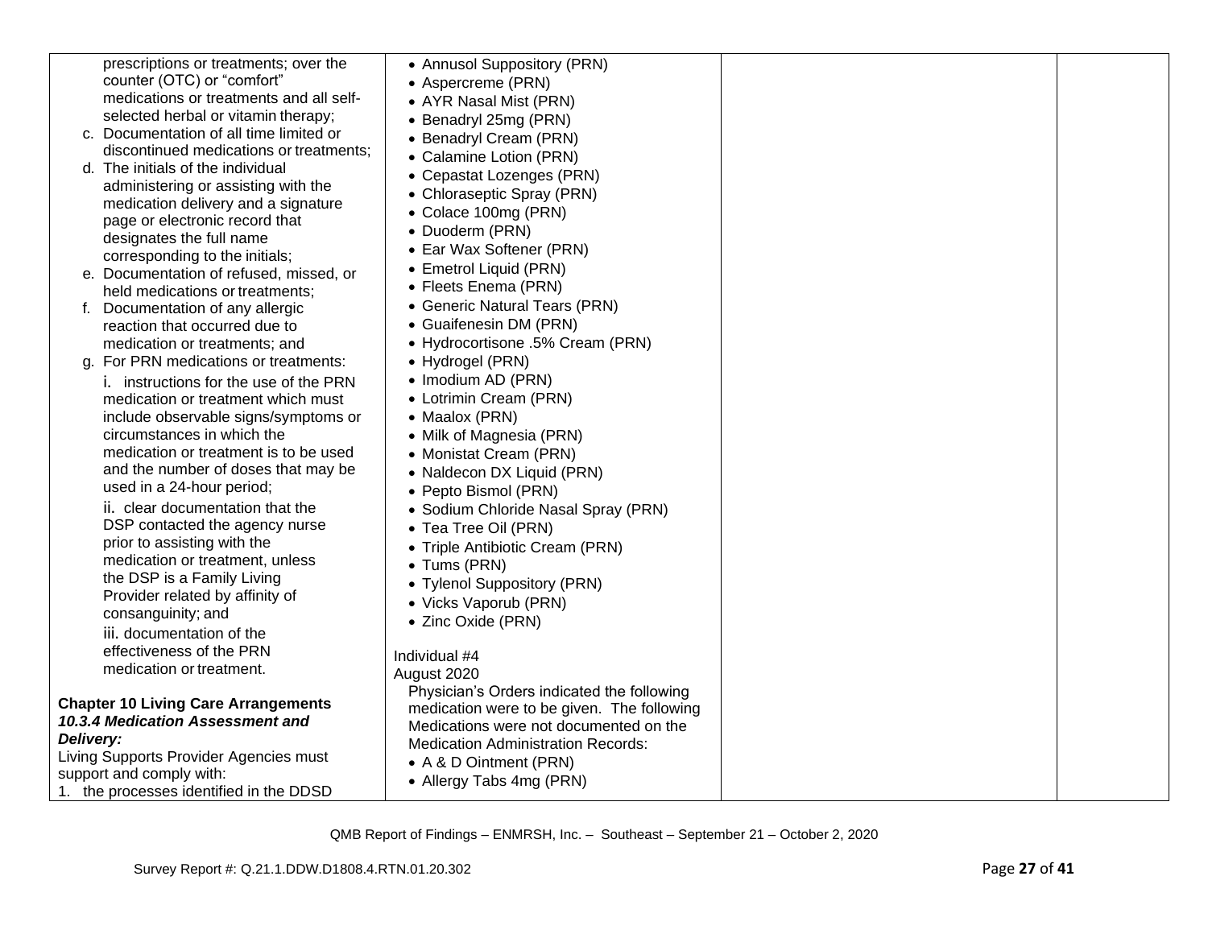| | | | |
|---|---|---|---|
| prescriptions or treatments; over the counter (OTC) or "comfort" medications or treatments and all self-selected herbal or vitamin therapy;<br>c. Documentation of all time limited or discontinued medications or treatments;<br>d. The initials of the individual administering or assisting with the medication delivery and a signature page or electronic record that designates the full name corresponding to the initials;<br>e. Documentation of refused, missed, or held medications or treatments;<br>f. Documentation of any allergic reaction that occurred due to medication or treatments; and<br>g. For PRN medications or treatments:<br>i. instructions for the use of the PRN medication or treatment which must include observable signs/symptoms or circumstances in which the medication or treatment is to be used and the number of doses that may be used in a 24-hour period;<br>ii. clear documentation that the DSP contacted the agency nurse prior to assisting with the medication or treatment, unless the DSP is a Family Living Provider related by affinity of consanguinity; and<br>iii. documentation of the effectiveness of the PRN medication or treatment.<br><br>**Chapter 10 Living Care Arrangements**<br>***10.3.4 Medication Assessment and Delivery:***<br>Living Supports Provider Agencies must support and comply with:<br>1. the processes identified in the DDSD | • Annusol Suppository (PRN)<br>• Aspercreme (PRN)<br>• AYR Nasal Mist (PRN)<br>• Benadryl 25mg (PRN)<br>• Benadryl Cream (PRN)<br>• Calamine Lotion (PRN)<br>• Cepastat Lozenges (PRN)<br>• Chloraseptic Spray (PRN)<br>• Colace 100mg (PRN)<br>• Duoderm (PRN)<br>• Ear Wax Softener (PRN)<br>• Emetrol Liquid (PRN)<br>• Fleets Enema (PRN)<br>• Generic Natural Tears (PRN)<br>• Guaifenesin DM (PRN)<br>• Hydrocortisone .5% Cream (PRN)<br>• Hydrogel (PRN)<br>• Imodium AD (PRN)<br>• Lotrimin Cream (PRN)<br>• Maalox (PRN)<br>• Milk of Magnesia (PRN)<br>• Monistat Cream (PRN)<br>• Naldecon DX Liquid (PRN)<br>• Pepto Bismol (PRN)<br>• Sodium Chloride Nasal Spray (PRN)<br>• Tea Tree Oil (PRN)<br>• Triple Antibiotic Cream (PRN)<br>• Tums (PRN)<br>• Tylenol Suppository (PRN)<br>• Vicks Vaporub (PRN)<br>• Zinc Oxide (PRN)<br><br>Individual #4<br>August 2020<br>Physician's Orders indicated the following medication were to be given. The following Medications were not documented on the Medication Administration Records:<br>• A & D Ointment (PRN)<br>• Allergy Tabs 4mg (PRN) | | |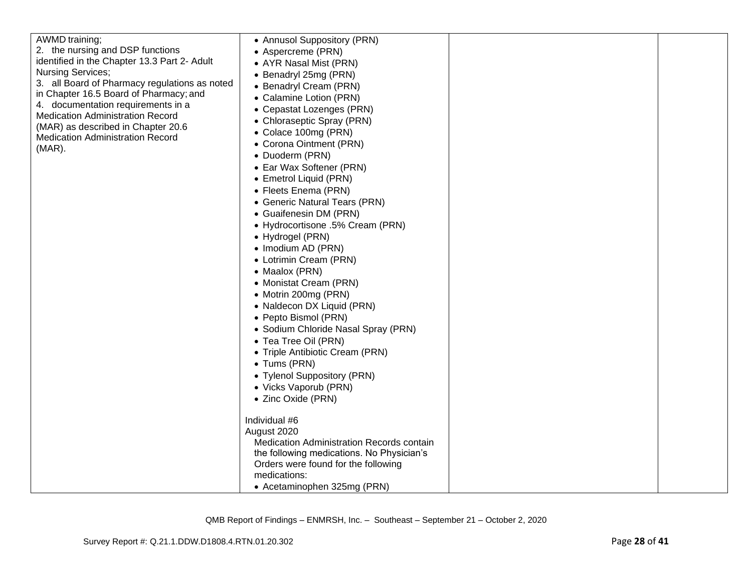| | | | |
|---|---|---|---|
| AWMD training;<br>2. the nursing and DSP functions identified in the Chapter 13.3 Part 2- Adult Nursing Services;<br>3. all Board of Pharmacy regulations as noted in Chapter 16.5 Board of Pharmacy; and<br>4. documentation requirements in a Medication Administration Record (MAR) as described in Chapter 20.6 Medication Administration Record (MAR). | • Annusol Suppository (PRN)<br>• Aspercreme (PRN)<br>• AYR Nasal Mist (PRN)<br>• Benadryl 25mg (PRN)<br>• Benadryl Cream (PRN)<br>• Calamine Lotion (PRN)<br>• Cepastat Lozenges (PRN)<br>• Chloraseptic Spray (PRN)<br>• Colace 100mg (PRN)<br>• Corona Ointment (PRN)<br>• Duoderm (PRN)<br>• Ear Wax Softener (PRN)<br>• Emetrol Liquid (PRN)<br>• Fleets Enema (PRN)<br>• Generic Natural Tears (PRN)<br>• Guaifenesin DM (PRN)<br>• Hydrocortisone .5% Cream (PRN)<br>• Hydrogel (PRN)<br>• Imodium AD (PRN)<br>• Lotrimin Cream (PRN)<br>• Maalox (PRN)<br>• Monistat Cream (PRN)<br>• Motrin 200mg (PRN)<br>• Naldecon DX Liquid (PRN)<br>• Pepto Bismol (PRN)<br>• Sodium Chloride Nasal Spray (PRN)<br>• Tea Tree Oil (PRN)<br>• Triple Antibiotic Cream (PRN)<br>• Tums (PRN)<br>• Tylenol Suppository (PRN)<br>• Vicks Vaporub (PRN)<br>• Zinc Oxide (PRN)<br><br>Individual #6<br>August 2020<br>Medication Administration Records contain the following medications. No Physician's Orders were found for the following medications:<br>• Acetaminophen 325mg (PRN) | | |

QMB Report of Findings – ENMRSH, Inc. – Southeast – September 21 – October 2, 2020

Survey Report #: Q.21.1.DDW.D1808.4.RTN.01.20.302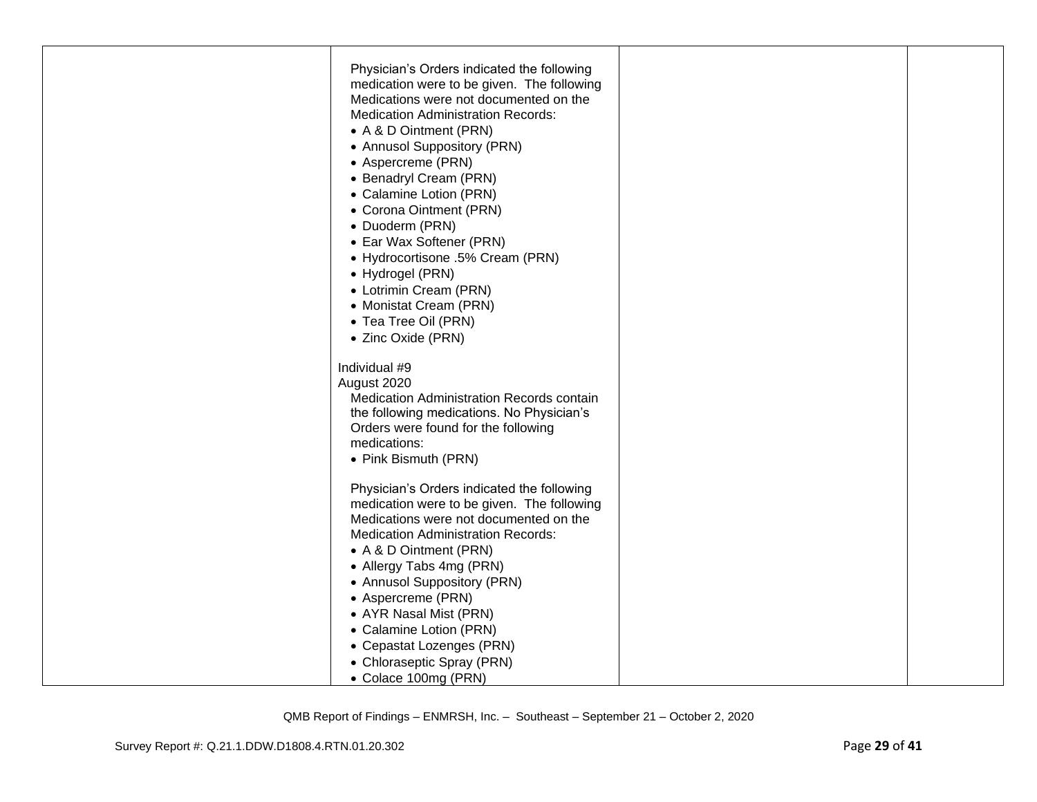| | | | |
|---|---|---|---|
| | Physician's Orders indicated the following medication were to be given. The following Medications were not documented on the Medication Administration Records:<br>• A & D Ointment (PRN)<br>• Annusol Suppository (PRN)<br>• Aspercreme (PRN)<br>• Benadryl Cream (PRN)<br>• Calamine Lotion (PRN)<br>• Corona Ointment (PRN)<br>• Duoderm (PRN)<br>• Ear Wax Softener (PRN)<br>• Hydrocortisone .5% Cream (PRN)<br>• Hydrogel (PRN)<br>• Lotrimin Cream (PRN)<br>• Monistat Cream (PRN)<br>• Tea Tree Oil (PRN)<br>• Zinc Oxide (PRN)<br><br>Individual #9<br>August 2020<br>Medication Administration Records contain the following medications. No Physician's Orders were found for the following medications:<br>• Pink Bismuth (PRN)<br><br>Physician's Orders indicated the following medication were to be given. The following Medications were not documented on the Medication Administration Records:<br>• A & D Ointment (PRN)<br>• Allergy Tabs 4mg (PRN)<br>• Annusol Suppository (PRN)<br>• Aspercreme (PRN)<br>• AYR Nasal Mist (PRN)<br>• Calamine Lotion (PRN)<br>• Cepastat Lozenges (PRN)<br>• Chloraseptic Spray (PRN)<br>• Colace 100mg (PRN) | | |

QMB Report of Findings – ENMRSH, Inc. – Southeast – September 21 – October 2, 2020

Survey Report #: Q.21.1.DDW.D1808.4.RTN.01.20.302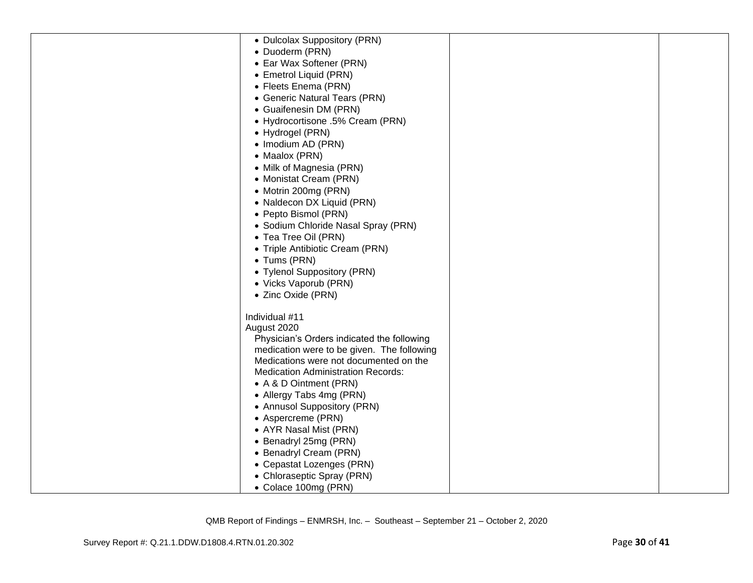| | | | |
|---|---|---|---|
| | • Dulcolax Suppository (PRN)<br>• Duoderm (PRN)<br>• Ear Wax Softener (PRN)<br>• Emetrol Liquid (PRN)<br>• Fleets Enema (PRN)<br>• Generic Natural Tears (PRN)<br>• Guaifenesin DM (PRN)<br>• Hydrocortisone .5% Cream (PRN)<br>• Hydrogel (PRN)<br>• Imodium AD (PRN)<br>• Maalox (PRN)<br>• Milk of Magnesia (PRN)<br>• Monistat Cream (PRN)<br>• Motrin 200mg (PRN)<br>• Naldecon DX Liquid (PRN)<br>• Pepto Bismol (PRN)<br>• Sodium Chloride Nasal Spray (PRN)<br>• Tea Tree Oil (PRN)<br>• Triple Antibiotic Cream (PRN)<br>• Tums (PRN)<br>• Tylenol Suppository (PRN)<br>• Vicks Vaporub (PRN)<br>• Zinc Oxide (PRN)<br><br>Individual #11<br>August 2020<br>Physician's Orders indicated the following medication were to be given. The following Medications were not documented on the Medication Administration Records:<br>• A & D Ointment (PRN)<br>• Allergy Tabs 4mg (PRN)<br>• Annusol Suppository (PRN)<br>• Aspercreme (PRN)<br>• AYR Nasal Mist (PRN)<br>• Benadryl 25mg (PRN)<br>• Benadryl Cream (PRN)<br>• Cepastat Lozenges (PRN)<br>• Chloraseptic Spray (PRN)<br>• Colace 100mg (PRN) | | |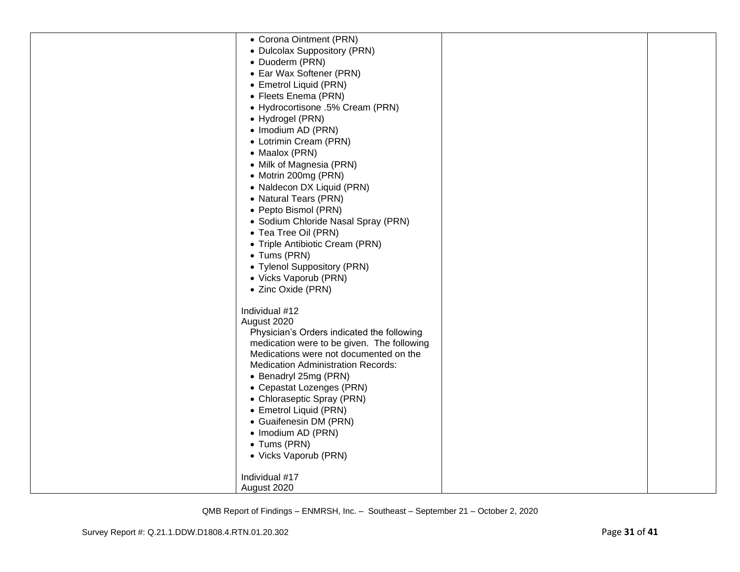| | | | |
|---|---|---|---|
| | • Corona Ointment (PRN)<br>• Dulcolax Suppository (PRN)<br>• Duoderm (PRN)<br>• Ear Wax Softener (PRN)<br>• Emetrol Liquid (PRN)<br>• Fleets Enema (PRN)<br>• Hydrocortisone .5% Cream (PRN)<br>• Hydrogel (PRN)<br>• Imodium AD (PRN)<br>• Lotrimin Cream (PRN)<br>• Maalox (PRN)<br>• Milk of Magnesia (PRN)<br>• Motrin 200mg (PRN)<br>• Naldecon DX Liquid (PRN)<br>• Natural Tears (PRN)<br>• Pepto Bismol (PRN)<br>• Sodium Chloride Nasal Spray (PRN)<br>• Tea Tree Oil (PRN)<br>• Triple Antibiotic Cream (PRN)<br>• Tums (PRN)<br>• Tylenol Suppository (PRN)<br>• Vicks Vaporub (PRN)<br>• Zinc Oxide (PRN)<br><br>Individual #12<br>August 2020<br>Physician's Orders indicated the following medication were to be given. The following Medications were not documented on the Medication Administration Records:<br>• Benadryl 25mg (PRN)<br>• Cepastat Lozenges (PRN)<br>• Chloraseptic Spray (PRN)<br>• Emetrol Liquid (PRN)<br>• Guaifenesin DM (PRN)<br>• Imodium AD (PRN)<br>• Tums (PRN)<br>• Vicks Vaporub (PRN)<br><br>Individual #17<br>August 2020 | | |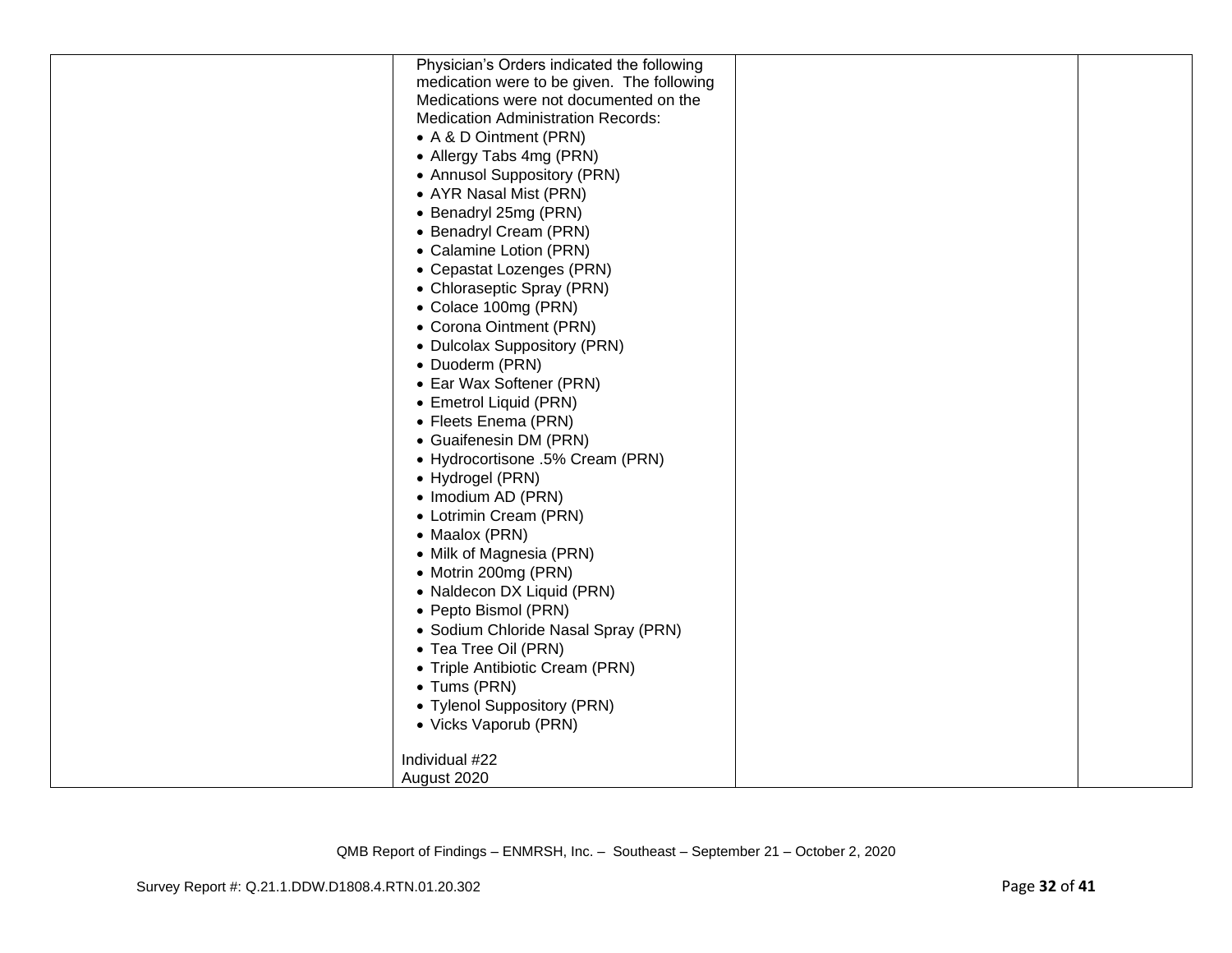| | Physician's Orders indicated the following medication were to be given. The following Medications were not documented on the Medication Administration Records:<br>• A & D Ointment (PRN)<br>• Allergy Tabs 4mg (PRN)<br>• Annusol Suppository (PRN)<br>• AYR Nasal Mist (PRN)<br>• Benadryl 25mg (PRN)<br>• Benadryl Cream (PRN)<br>• Calamine Lotion (PRN)<br>• Cepastat Lozenges (PRN)<br>• Chloraseptic Spray (PRN)<br>• Colace 100mg (PRN)<br>• Corona Ointment (PRN)<br>• Dulcolax Suppository (PRN)<br>• Duoderm (PRN)<br>• Ear Wax Softener (PRN)<br>• Emetrol Liquid (PRN)<br>• Fleets Enema (PRN)<br>• Guaifenesin DM (PRN)<br>• Hydrocortisone .5% Cream (PRN)<br>• Hydrogel (PRN)<br>• Imodium AD (PRN)<br>• Lotrimin Cream (PRN)<br>• Maalox (PRN)<br>• Milk of Magnesia (PRN)<br>• Motrin 200mg (PRN)<br>• Naldecon DX Liquid (PRN)<br>• Pepto Bismol (PRN)<br>• Sodium Chloride Nasal Spray (PRN)<br>• Tea Tree Oil (PRN)<br>• Triple Antibiotic Cream (PRN)<br>• Tums (PRN)<br>• Tylenol Suppository (PRN)<br>• Vicks Vaporub (PRN)<br><br>Individual #22<br>August 2020 | | |
|---|---|---|---|

QMB Report of Findings – ENMRSH, Inc. – Southeast – September 21 – October 2, 2020

Survey Report #: Q.21.1.DDW.D1808.4.RTN.01.20.302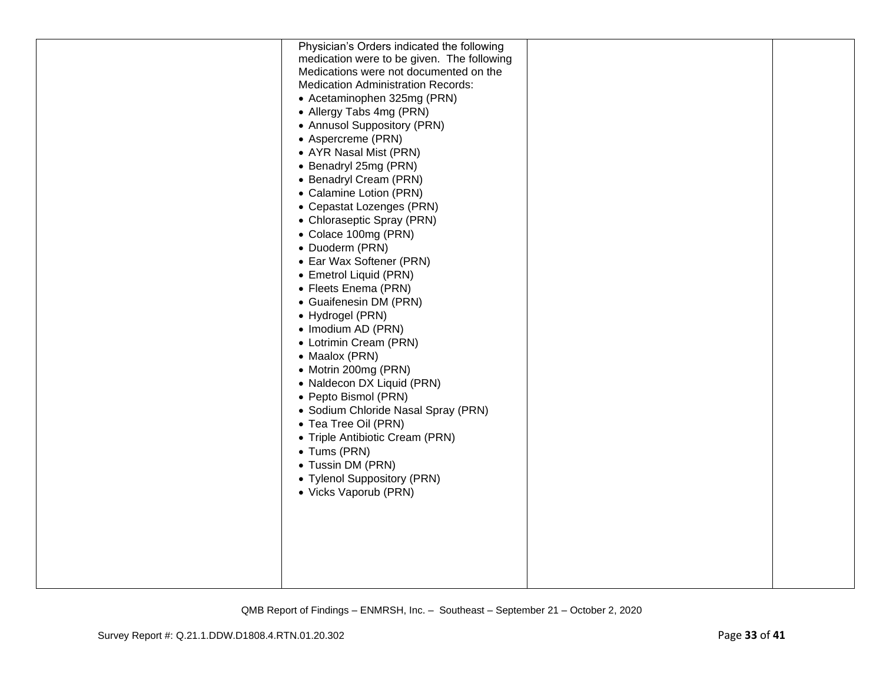| | | | |
|---|---|---|---|
| | Physician's Orders indicated the following medication were to be given. The following Medications were not documented on the Medication Administration Records:<br>• Acetaminophen 325mg (PRN)<br>• Allergy Tabs 4mg (PRN)<br>• Annusol Suppository (PRN)<br>• Aspercreme (PRN)<br>• AYR Nasal Mist (PRN)<br>• Benadryl 25mg (PRN)<br>• Benadryl Cream (PRN)<br>• Calamine Lotion (PRN)<br>• Cepastat Lozenges (PRN)<br>• Chloraseptic Spray (PRN)<br>• Colace 100mg (PRN)<br>• Duoderm (PRN)<br>• Ear Wax Softener (PRN)<br>• Emetrol Liquid (PRN)<br>• Fleets Enema (PRN)<br>• Guaifenesin DM (PRN)<br>• Hydrogel (PRN)<br>• Imodium AD (PRN)<br>• Lotrimin Cream (PRN)<br>• Maalox (PRN)<br>• Motrin 200mg (PRN)<br>• Naldecon DX Liquid (PRN)<br>• Pepto Bismol (PRN)<br>• Sodium Chloride Nasal Spray (PRN)<br>• Tea Tree Oil (PRN)<br>• Triple Antibiotic Cream (PRN)<br>• Tums (PRN)<br>• Tussin DM (PRN)<br>• Tylenol Suppository (PRN)<br>• Vicks Vaporub (PRN) | | |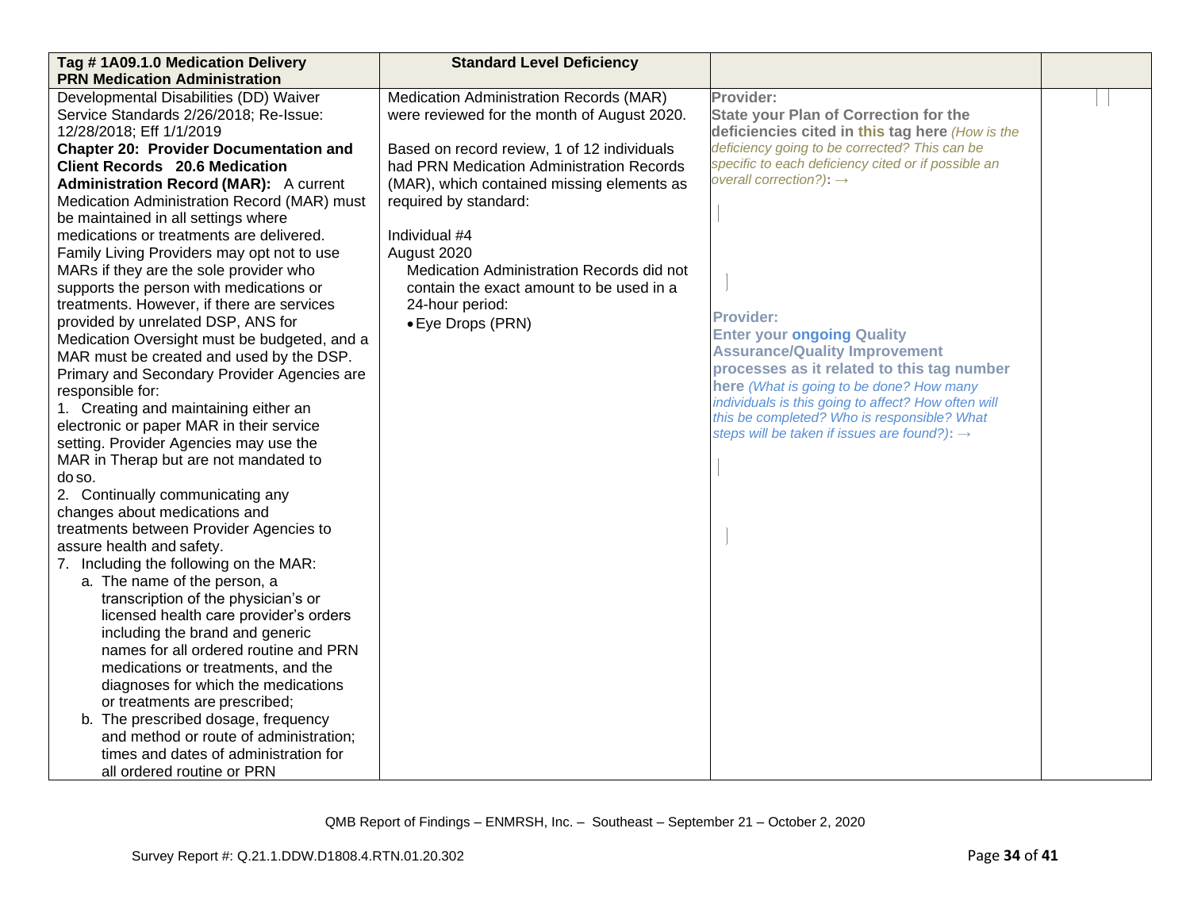| **Tag # 1A09.1.0 Medication Delivery PRN Medication Administration** | **Standard Level Deficiency** | | |
|---|---|---|---|
| Developmental Disabilities (DD) Waiver Service Standards 2/26/2018; Re-Issue: 12/28/2018; Eff 1/1/2019<br>**Chapter 20: Provider Documentation and Client Records 20.6 Medication Administration Record (MAR):** A current Medication Administration Record (MAR) must be maintained in all settings where medications or treatments are delivered. Family Living Providers may opt not to use MARs if they are the sole provider who supports the person with medications or treatments. However, if there are services provided by unrelated DSP, ANS for Medication Oversight must be budgeted, and a MAR must be created and used by the DSP. Primary and Secondary Provider Agencies are responsible for:<br>1. Creating and maintaining either an electronic or paper MAR in their service setting. Provider Agencies may use the MAR in Therap but are not mandated to do so.<br>2. Continually communicating any changes about medications and treatments between Provider Agencies to assure health and safety.<br>7. Including the following on the MAR:<br>a. The name of the person, a transcription of the physician's or licensed health care provider's orders including the brand and generic names for all ordered routine and PRN medications or treatments, and the diagnoses for which the medications or treatments are prescribed;<br>b. The prescribed dosage, frequency and method or route of administration; times and dates of administration for all ordered routine or PRN | Medication Administration Records (MAR) were reviewed for the month of August 2020.<br><br>Based on record review, 1 of 12 individuals had PRN Medication Administration Records (MAR), which contained missing elements as required by standard:<br><br>Individual #4<br>August 2020<br>Medication Administration Records did not contain the exact amount to be used in a 24-hour period:<br>• Eye Drops (PRN) | **Provider:**<br>**State your Plan of Correction for the deficiencies cited in this tag here** *(How is the deficiency going to be corrected? This can be specific to each deficiency cited or if possible an overall correction?)*: →<br><br>**Provider:**<br>**Enter your ongoing Quality Assurance/Quality Improvement processes as it related to this tag number here** *(What is going to be done? How many individuals is this going to affect? How often will this be completed? Who is responsible? What steps will be taken if issues are found?)*: → | |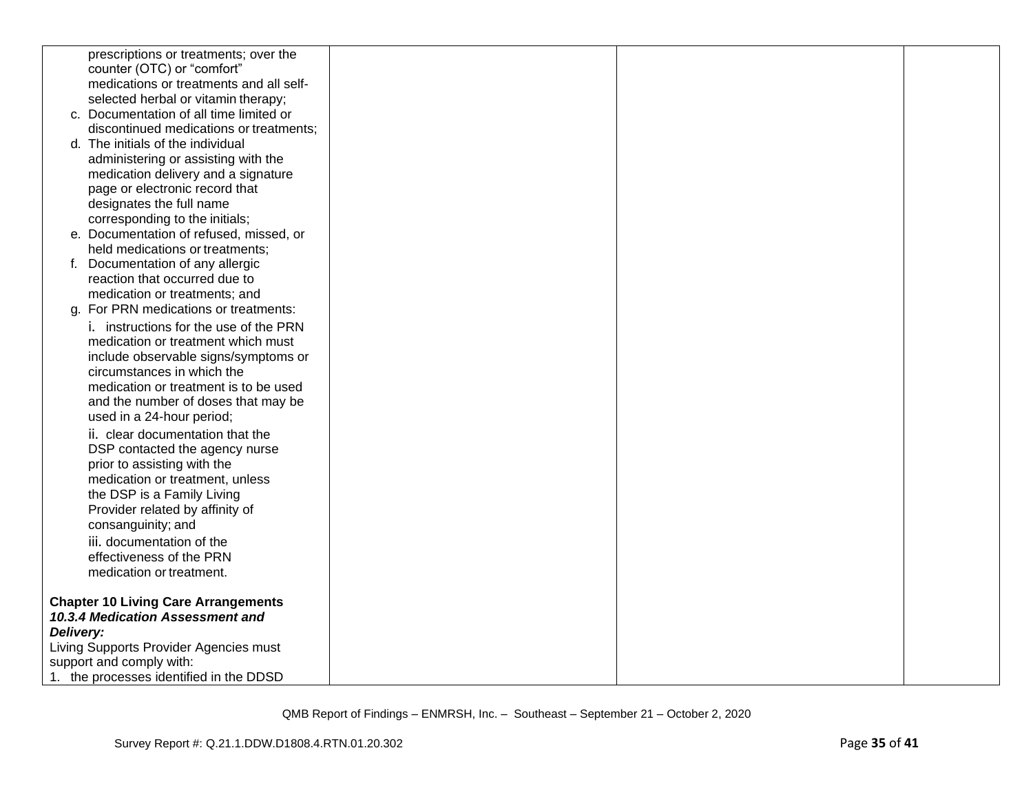| | | | |
|---|---|---|---|
| prescriptions or treatments; over the counter (OTC) or "comfort" medications or treatments and all self-selected herbal or vitamin therapy;<br>c. Documentation of all time limited or discontinued medications or treatments;<br>d. The initials of the individual administering or assisting with the medication delivery and a signature page or electronic record that designates the full name corresponding to the initials;<br>e. Documentation of refused, missed, or held medications or treatments;<br>f. Documentation of any allergic reaction that occurred due to medication or treatments; and<br>g. For PRN medications or treatments:<br>i. instructions for the use of the PRN medication or treatment which must include observable signs/symptoms or circumstances in which the medication or treatment is to be used and the number of doses that may be used in a 24-hour period;<br>ii. clear documentation that the DSP contacted the agency nurse prior to assisting with the medication or treatment, unless the DSP is a Family Living Provider related by affinity of consanguinity; and<br>iii. documentation of the effectiveness of the PRN medication or treatment.<br><br>**Chapter 10 Living Care Arrangements**<br>***10.3.4 Medication Assessment and Delivery:***<br>Living Supports Provider Agencies must support and comply with:<br>1. the processes identified in the DDSD | | | |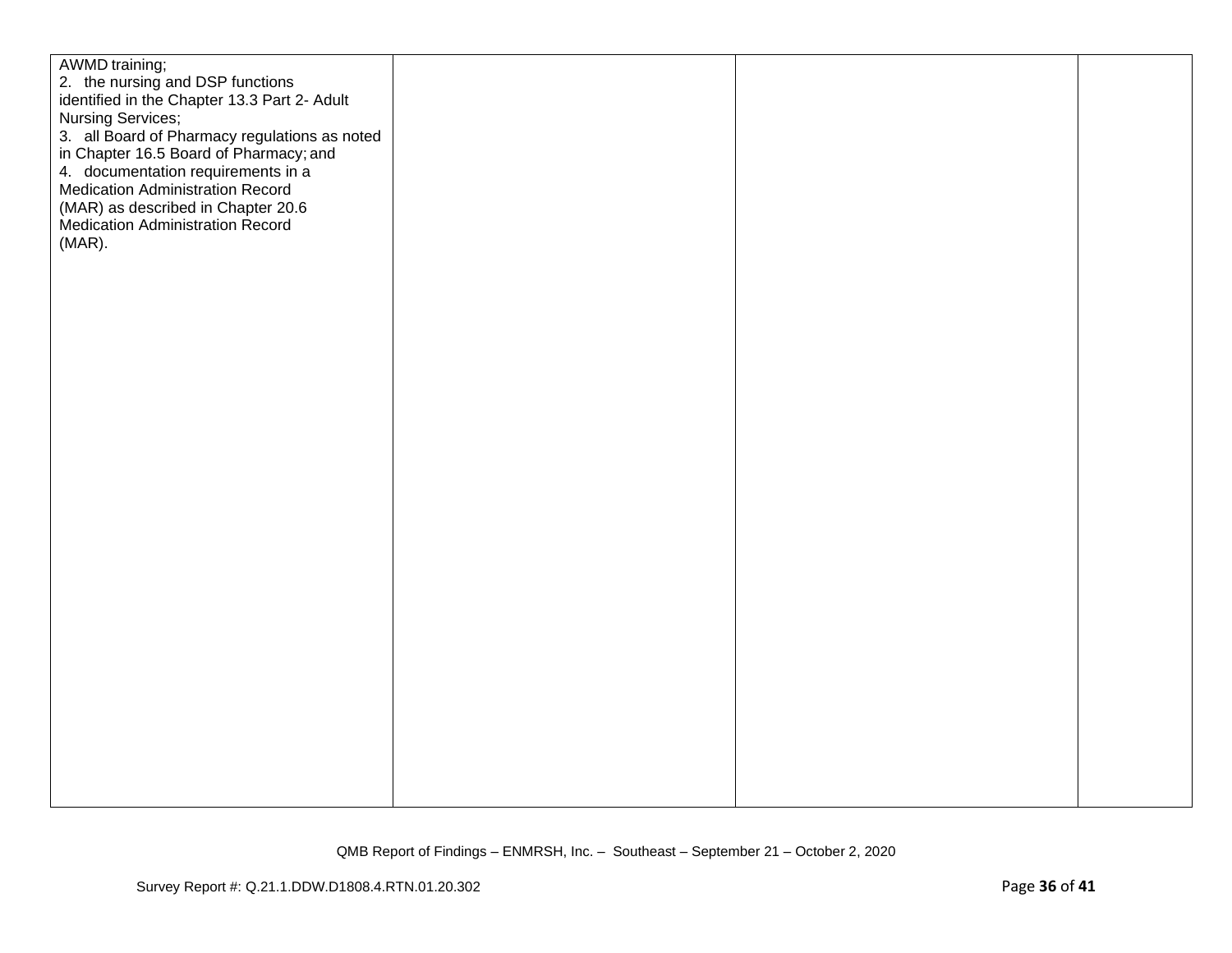| | | | |
|---|---|---|---|
| AWMD training;<br>2. the nursing and DSP functions identified in the Chapter 13.3 Part 2- Adult Nursing Services;<br>3. all Board of Pharmacy regulations as noted in Chapter 16.5 Board of Pharmacy; and<br>4. documentation requirements in a Medication Administration Record (MAR) as described in Chapter 20.6 Medication Administration Record (MAR). | | | |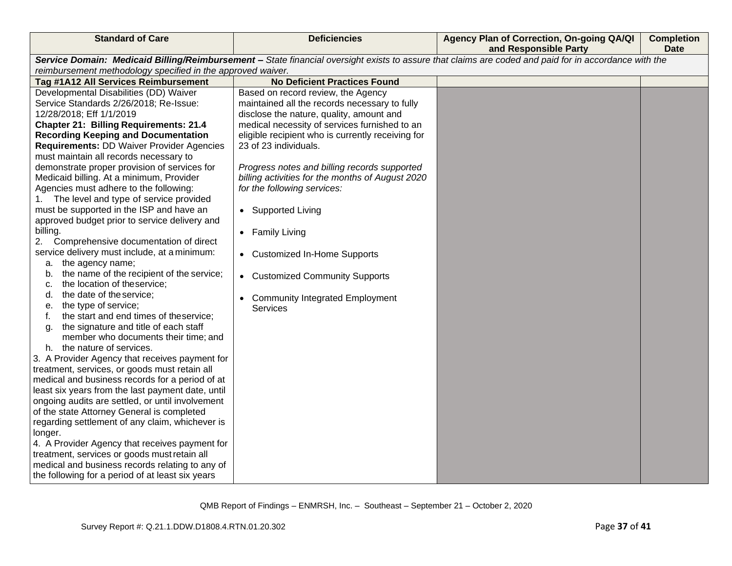| Standard of Care | Deficiencies | Agency Plan of Correction, On-going QA/QI and Responsible Party | Completion Date |
|---|---|---|---|
| ***Service Domain: Medicaid Billing/Reimbursement –*** *State financial oversight exists to assure that claims are coded and paid for in accordance with the reimbursement methodology specified in the approved waiver.* | | | |
| **Tag #1A12 All Services Reimbursement** | **No Deficient Practices Found** | | |
| Developmental Disabilities (DD) Waiver Service Standards 2/26/2018; Re-Issue: 12/28/2018; Eff 1/1/2019<br>**Chapter 21: Billing Requirements: 21.4 Recording Keeping and Documentation Requirements:** DD Waiver Provider Agencies must maintain all records necessary to demonstrate proper provision of services for Medicaid billing. At a minimum, Provider Agencies must adhere to the following:<br>1. The level and type of service provided must be supported in the ISP and have an approved budget prior to service delivery and billing.<br>2. Comprehensive documentation of direct service delivery must include, at a minimum:<br>a. the agency name;<br>b. the name of the recipient of the service;<br>c. the location of the service;<br>d. the date of the service;<br>e. the type of service;<br>f. the start and end times of the service;<br>g. the signature and title of each staff member who documents their time; and<br>h. the nature of services.<br>3. A Provider Agency that receives payment for treatment, services, or goods must retain all medical and business records for a period of at least six years from the last payment date, until ongoing audits are settled, or until involvement of the state Attorney General is completed regarding settlement of any claim, whichever is longer.<br>4. A Provider Agency that receives payment for treatment, services or goods must retain all medical and business records relating to any of the following for a period of at least six years | Based on record review, the Agency maintained all the records necessary to fully disclose the nature, quality, amount and medical necessity of services furnished to an eligible recipient who is currently receiving for 23 of 23 individuals.<br><br>*Progress notes and billing records supported billing activities for the months of August 2020 for the following services:*<br><br>• Supported Living<br>• Family Living<br>• Customized In-Home Supports<br>• Customized Community Supports<br>• Community Integrated Employment Services | | |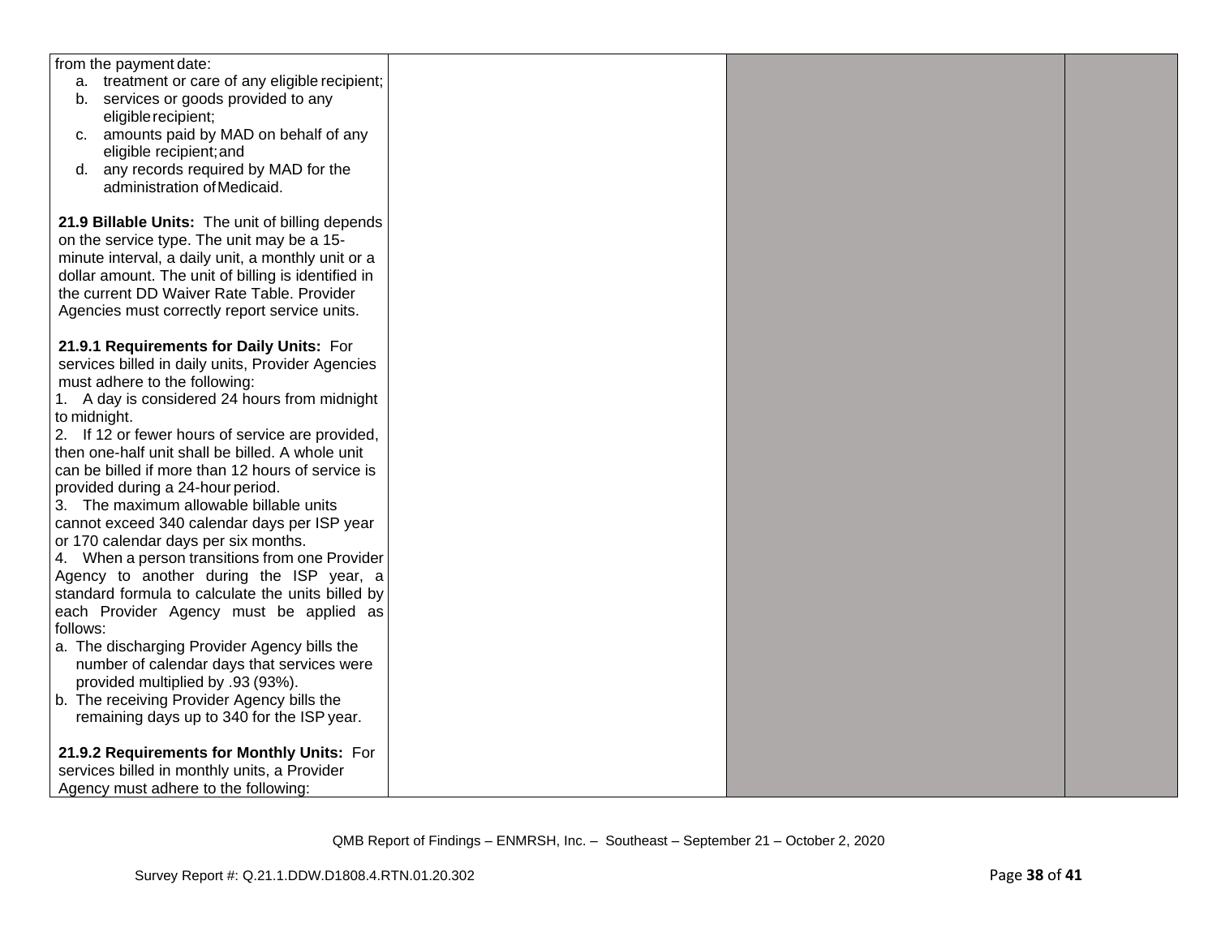| | | | |
|---|---|---|---|
| from the payment date:<br>a. treatment or care of any eligible recipient;<br>b. services or goods provided to any eligible recipient;<br>c. amounts paid by MAD on behalf of any eligible recipient; and<br>d. any records required by MAD for the administration of Medicaid.<br><br>**21.9 Billable Units:** The unit of billing depends on the service type. The unit may be a 15-minute interval, a daily unit, a monthly unit or a dollar amount. The unit of billing is identified in the current DD Waiver Rate Table. Provider Agencies must correctly report service units.<br><br>**21.9.1 Requirements for Daily Units:** For services billed in daily units, Provider Agencies must adhere to the following:<br>1. A day is considered 24 hours from midnight to midnight.<br>2. If 12 or fewer hours of service are provided, then one-half unit shall be billed. A whole unit can be billed if more than 12 hours of service is provided during a 24-hour period.<br>3. The maximum allowable billable units cannot exceed 340 calendar days per ISP year or 170 calendar days per six months.<br>4. When a person transitions from one Provider Agency to another during the ISP year, a standard formula to calculate the units billed by each Provider Agency must be applied as follows:<br>a. The discharging Provider Agency bills the number of calendar days that services were provided multiplied by .93 (93%).<br>b. The receiving Provider Agency bills the remaining days up to 340 for the ISP year.<br><br>**21.9.2 Requirements for Monthly Units:** For services billed in monthly units, a Provider Agency must adhere to the following: | | | |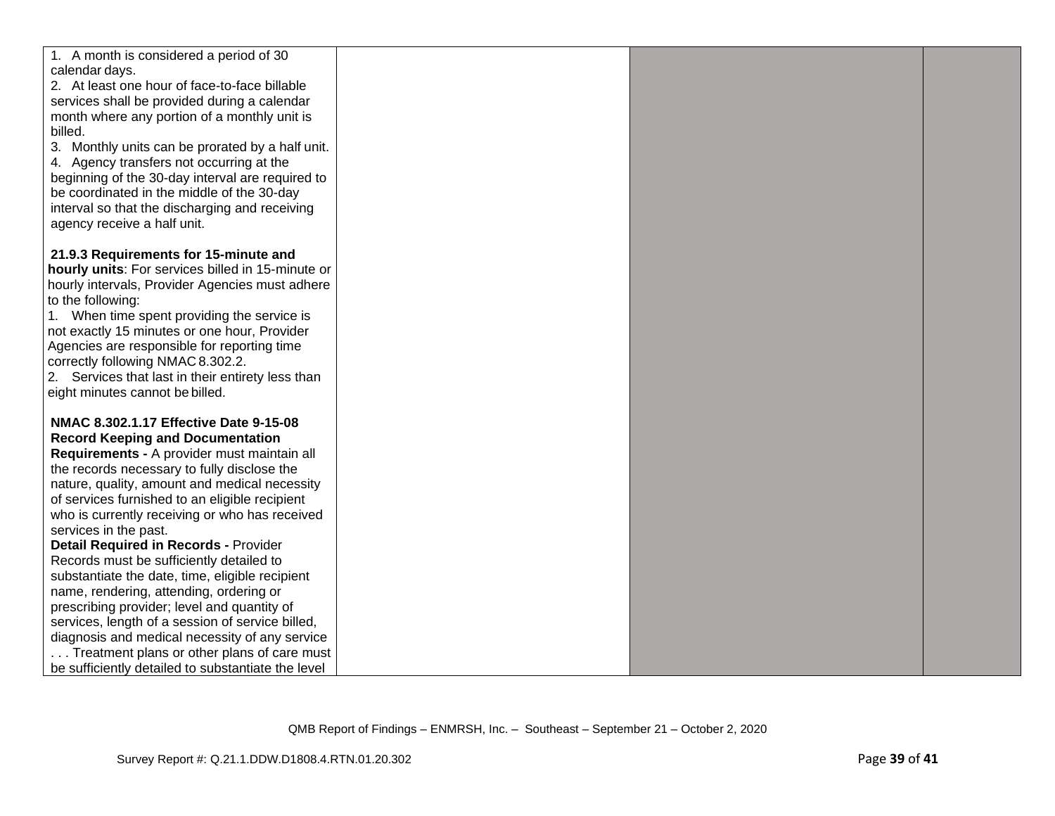| | | | |
|---|---|---|---|
| 1. A month is considered a period of 30 calendar days.<br>2. At least one hour of face-to-face billable services shall be provided during a calendar month where any portion of a monthly unit is billed.<br>3. Monthly units can be prorated by a half unit.<br>4. Agency transfers not occurring at the beginning of the 30-day interval are required to be coordinated in the middle of the 30-day interval so that the discharging and receiving agency receive a half unit.<br><br>**21.9.3 Requirements for 15-minute and hourly units**: For services billed in 15-minute or hourly intervals, Provider Agencies must adhere to the following:<br>1. When time spent providing the service is not exactly 15 minutes or one hour, Provider Agencies are responsible for reporting time correctly following NMAC 8.302.2.<br>2. Services that last in their entirety less than eight minutes cannot be billed.<br><br>**NMAC 8.302.1.17 Effective Date 9-15-08 Record Keeping and Documentation Requirements -** A provider must maintain all the records necessary to fully disclose the nature, quality, amount and medical necessity of services furnished to an eligible recipient who is currently receiving or who has received services in the past.<br>**Detail Required in Records -** Provider Records must be sufficiently detailed to substantiate the date, time, eligible recipient name, rendering, attending, ordering or prescribing provider; level and quantity of services, length of a session of service billed, diagnosis and medical necessity of any service . . . Treatment plans or other plans of care must be sufficiently detailed to substantiate the level | | | |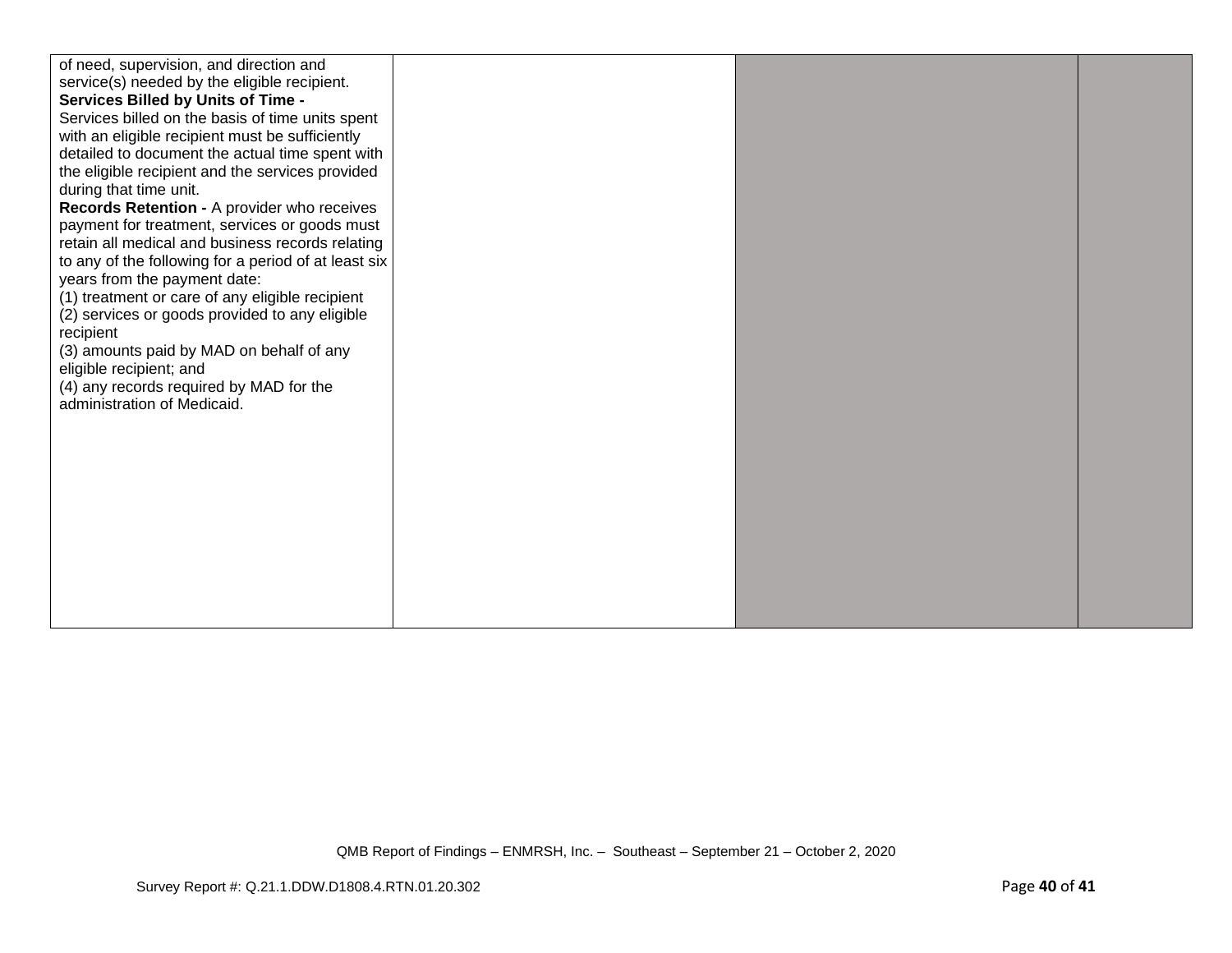| | | | |
|---|---|---|---|
| of need, supervision, and direction and service(s) needed by the eligible recipient.<br>**Services Billed by Units of Time -** Services billed on the basis of time units spent with an eligible recipient must be sufficiently detailed to document the actual time spent with the eligible recipient and the services provided during that time unit.<br>**Records Retention -** A provider who receives payment for treatment, services or goods must retain all medical and business records relating to any of the following for a period of at least six years from the payment date:<br>(1) treatment or care of any eligible recipient<br>(2) services or goods provided to any eligible recipient<br>(3) amounts paid by MAD on behalf of any eligible recipient; and<br>(4) any records required by MAD for the administration of Medicaid. | | | |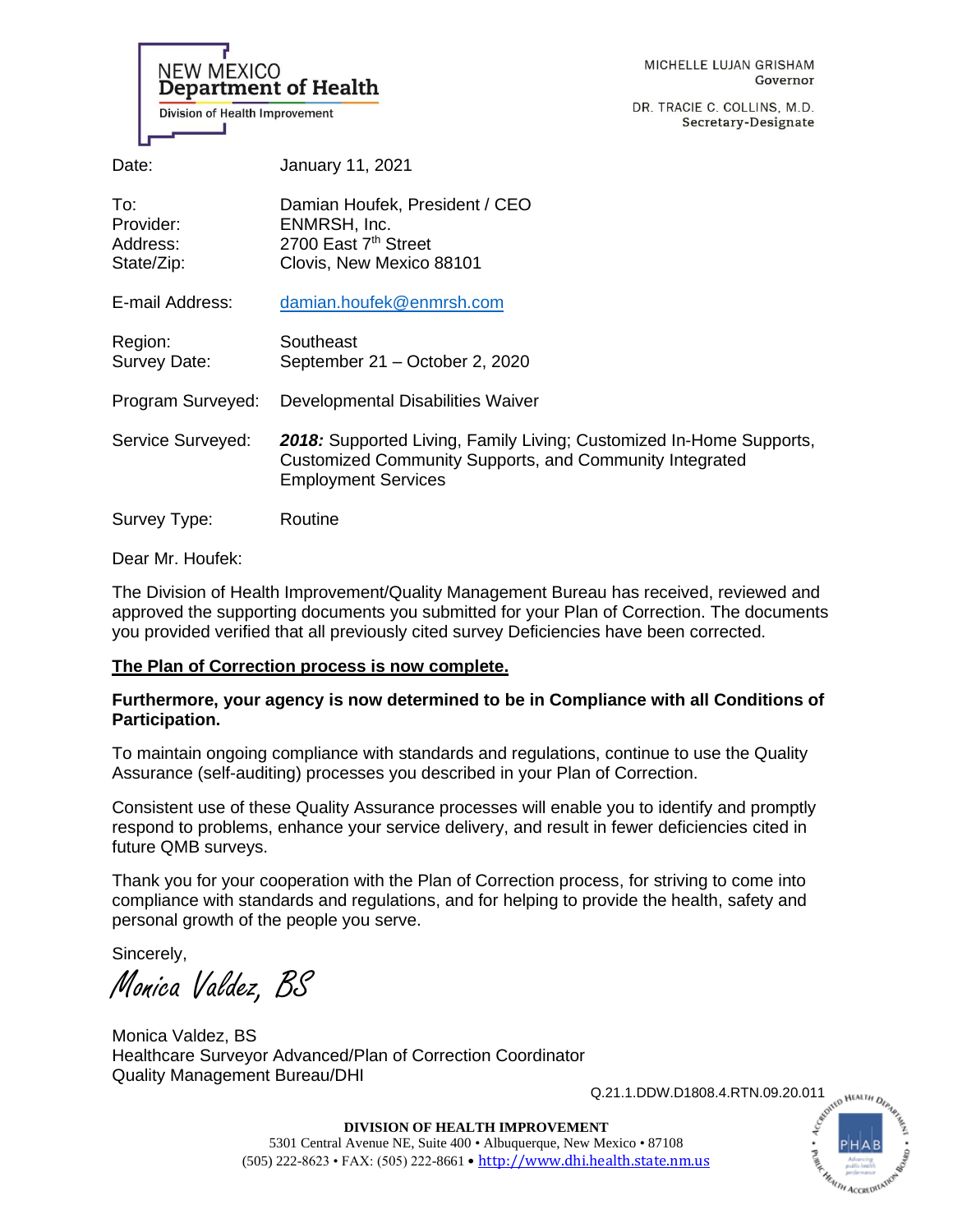NEW MEXICO
**Department of Health**
Division of Health Improvement

MICHELLE LUJAN GRISHAM
Governor

DR. TRACIE C. COLLINS, M.D.
Secretary-Designate

| | |
|---|---|
| Date: | January 11, 2021 |
| To: | Damian Houfek, President / CEO |
| Provider: | ENMRSH, Inc. |
| Address: | 2700 East 7th Street |
| State/Zip: | Clovis, New Mexico 88101 |
| E-mail Address: | damian.houfek@enmrsh.com |
| Region: | Southeast |
| Survey Date: | September 21 – October 2, 2020 |
| Program Surveyed: | Developmental Disabilities Waiver |
| Service Surveyed: | ***2018:*** Supported Living, Family Living; Customized In-Home Supports, Customized Community Supports, and Community Integrated Employment Services |
| Survey Type: | Routine |

Dear Mr. Houfek:

The Division of Health Improvement/Quality Management Bureau has received, reviewed and approved the supporting documents you submitted for your Plan of Correction. The documents you provided verified that all previously cited survey Deficiencies have been corrected.

**The Plan of Correction process is now complete.**

**Furthermore, your agency is now determined to be in Compliance with all Conditions of Participation.**

To maintain ongoing compliance with standards and regulations, continue to use the Quality Assurance (self-auditing) processes you described in your Plan of Correction.

Consistent use of these Quality Assurance processes will enable you to identify and promptly respond to problems, enhance your service delivery, and result in fewer deficiencies cited in future QMB surveys.

Thank you for your cooperation with the Plan of Correction process, for striving to come into compliance with standards and regulations, and for helping to provide the health, safety and personal growth of the people you serve.

Sincerely,

*Monica Valdez, BS*

Monica Valdez, BS
Healthcare Surveyor Advanced/Plan of Correction Coordinator
Quality Management Bureau/DHI

Q.21.1.DDW.D1808.4.RTN.09.20.011

**DIVISION OF HEALTH IMPROVEMENT**
5301 Central Avenue NE, Suite 400 • Albuquerque, New Mexico • 87108
(505) 222-8623 • FAX: (505) 222-8661 • http://www.dhi.health.state.nm.us